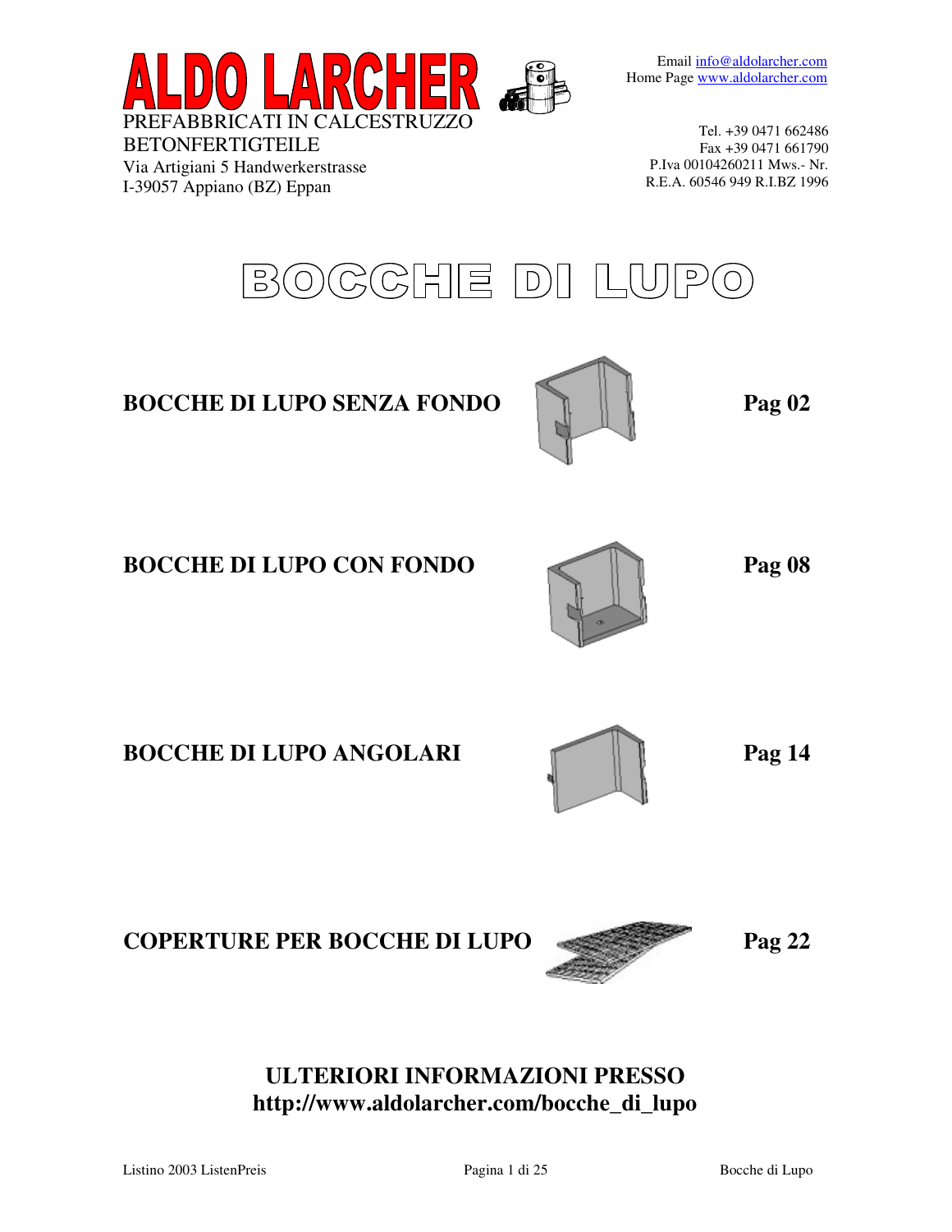# ALDO LARCHER

PREFABBRICATI IN CALCESTRUZZO
BETONFERTIGTEILE
Via Artigiani 5 Handwerkerstrasse
I-39057 Appiano (BZ) Eppan

Email info@aldolarcher.com
Home Page www.aldolarcher.com

Tel. +39 0471 662486
Fax +39 0471 661790
P.Iva 00104260211 Mws.- Nr.
R.E.A. 60546 949 R.I.BZ 1996

# BOCCHE DI LUPO

**BOCCHE DI LUPO SENZA FONDO** **Pag 02**

**BOCCHE DI LUPO CON FONDO** **Pag 08**

**BOCCHE DI LUPO ANGOLARI** **Pag 14**

**COPERTURE PER BOCCHE DI LUPO** **Pag 22**

**ULTERIORI INFORMAZIONI PRESSO**
**http://www.aldolarcher.com/bocche_di_lupo**

Listino 2003 ListenPreis — Bocche di Lupo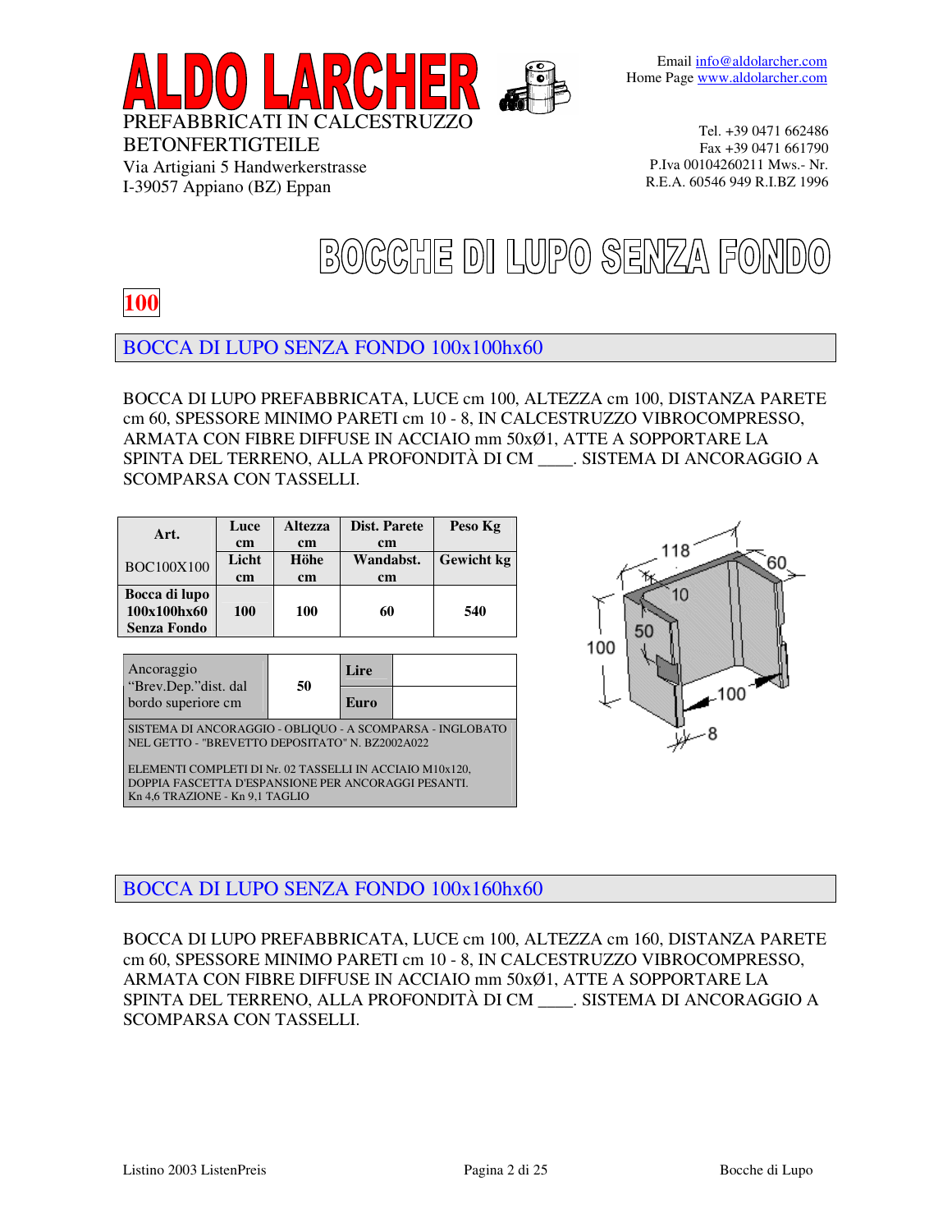# ALDO LARCHER

PREFABBRICATI IN CALCESTRUZZO
BETONFERTIGTEILE
Via Artigiani 5 Handwerkerstrasse
I-39057 Appiano (BZ) Eppan

Email info@aldolarcher.com
Home Page www.aldolarcher.com

Tel. +39 0471 662486
Fax +39 0471 661790
P.Iva 00104260211 Mws.- Nr.
R.E.A. 60546 949 R.I.BZ 1996

# BOCCHE DI LUPO SENZA FONDO

**100**

## BOCCA DI LUPO SENZA FONDO 100x100hx60

BOCCA DI LUPO PREFABBRICATA, LUCE cm 100, ALTEZZA cm 100, DISTANZA PARETE cm 60, SPESSORE MINIMO PARETI cm 10 - 8, IN CALCESTRUZZO VIBROCOMPRESSO, ARMATA CON FIBRE DIFFUSE IN ACCIAIO mm 50xØ1, ATTE A SOPPORTARE LA SPINTA DEL TERRENO, ALLA PROFONDITÀ DI CM ____. SISTEMA DI ANCORAGGIO A SCOMPARSA CON TASSELLI.

| Art. | Luce cm | Altezza cm | Dist. Parete cm | Peso Kg |
|---|---|---|---|---|
| BOC100X100 | Licht cm | Höhe cm | Wandabst. cm | Gewicht kg |
| **Bocca di lupo 100x100hx60 Senza Fondo** | **100** | **100** | **60** | **540** |

| Ancoraggio "Brev.Dep."dist. dal bordo superiore cm | 50 | Lire | |
|---|---|---|---|
| | | Euro | |

SISTEMA DI ANCORAGGIO - OBLIQUO - A SCOMPARSA - INGLOBATO NEL GETTO - "BREVETTO DEPOSITATO" N. BZ2002A022

ELEMENTI COMPLETI DI Nr. 02 TASSELLI IN ACCIAIO M10x120, DOPPIA FASCETTA D'ESPANSIONE PER ANCORAGGI PESANTI. Kn 4,6 TRAZIONE - Kn 9,1 TAGLIO

## BOCCA DI LUPO SENZA FONDO 100x160hx60

BOCCA DI LUPO PREFABBRICATA, LUCE cm 100, ALTEZZA cm 160, DISTANZA PARETE cm 60, SPESSORE MINIMO PARETI cm 10 - 8, IN CALCESTRUZZO VIBROCOMPRESSO, ARMATA CON FIBRE DIFFUSE IN ACCIAIO mm 50xØ1, ATTE A SOPPORTARE LA SPINTA DEL TERRENO, ALLA PROFONDITÀ DI CM ____. SISTEMA DI ANCORAGGIO A SCOMPARSA CON TASSELLI.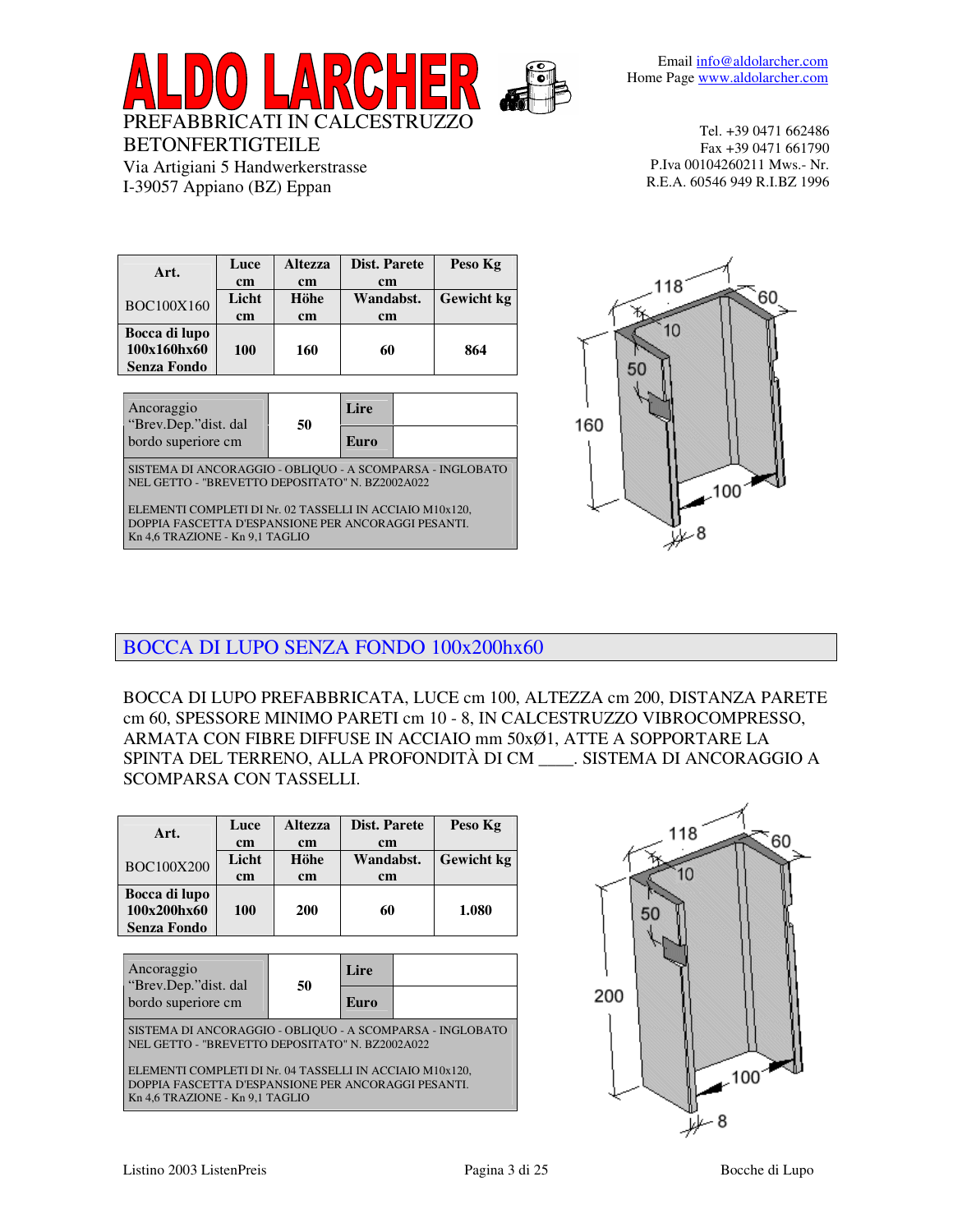# ALDO LARCHER

PREFABBRICATI IN CALCESTRUZZO
BETONFERTIGTEILE
Via Artigiani 5 Handwerkerstrasse
I-39057 Appiano (BZ) Eppan

Email info@aldolarcher.com
Home Page www.aldolarcher.com

Tel. +39 0471 662486
Fax +39 0471 661790
P.Iva 00104260211 Mws.- Nr.
R.E.A. 60546 949 R.I.BZ 1996

| Art. | Luce cm | Altezza cm | Dist. Parete cm | Peso Kg |
|---|---|---|---|---|
| BOC100X160 | Licht cm | Höhe cm | Wandabst. cm | Gewicht kg |
| **Bocca di lupo 100x160hx60 Senza Fondo** | **100** | **160** | **60** | **864** |

| Ancoraggio "Brev.Dep."dist. dal bordo superiore cm | 50 | Lire | |
|---|---|---|---|
| | | Euro | |

SISTEMA DI ANCORAGGIO - OBLIQUO - A SCOMPARSA - INGLOBATO NEL GETTO - "BREVETTO DEPOSITATO" N. BZ2002A022

ELEMENTI COMPLETI DI Nr. 02 TASSELLI IN ACCIAIO M10x120, DOPPIA FASCETTA D'ESPANSIONE PER ANCORAGGI PESANTI. Kn 4,6 TRAZIONE - Kn 9,1 TAGLIO

## BOCCA DI LUPO SENZA FONDO 100x200hx60

BOCCA DI LUPO PREFABBRICATA, LUCE cm 100, ALTEZZA cm 200, DISTANZA PARETE cm 60, SPESSORE MINIMO PARETI cm 10 - 8, IN CALCESTRUZZO VIBROCOMPRESSO, ARMATA CON FIBRE DIFFUSE IN ACCIAIO mm 50xØ1, ATTE A SOPPORTARE LA SPINTA DEL TERRENO, ALLA PROFONDITÀ DI CM ____. SISTEMA DI ANCORAGGIO A SCOMPARSA CON TASSELLI.

| Art. | Luce cm | Altezza cm | Dist. Parete cm | Peso Kg |
|---|---|---|---|---|
| BOC100X200 | Licht cm | Höhe cm | Wandabst. cm | Gewicht kg |
| **Bocca di lupo 100x200hx60 Senza Fondo** | **100** | **200** | **60** | **1.080** |

| Ancoraggio "Brev.Dep."dist. dal bordo superiore cm | 50 | Lire | |
|---|---|---|---|
| | | Euro | |

SISTEMA DI ANCORAGGIO - OBLIQUO - A SCOMPARSA - INGLOBATO NEL GETTO - "BREVETTO DEPOSITATO" N. BZ2002A022

ELEMENTI COMPLETI DI Nr. 04 TASSELLI IN ACCIAIO M10x120, DOPPIA FASCETTA D'ESPANSIONE PER ANCORAGGI PESANTI. Kn 4,6 TRAZIONE - Kn 9,1 TAGLIO

Listino 2003 ListenPreis — Bocche di Lupo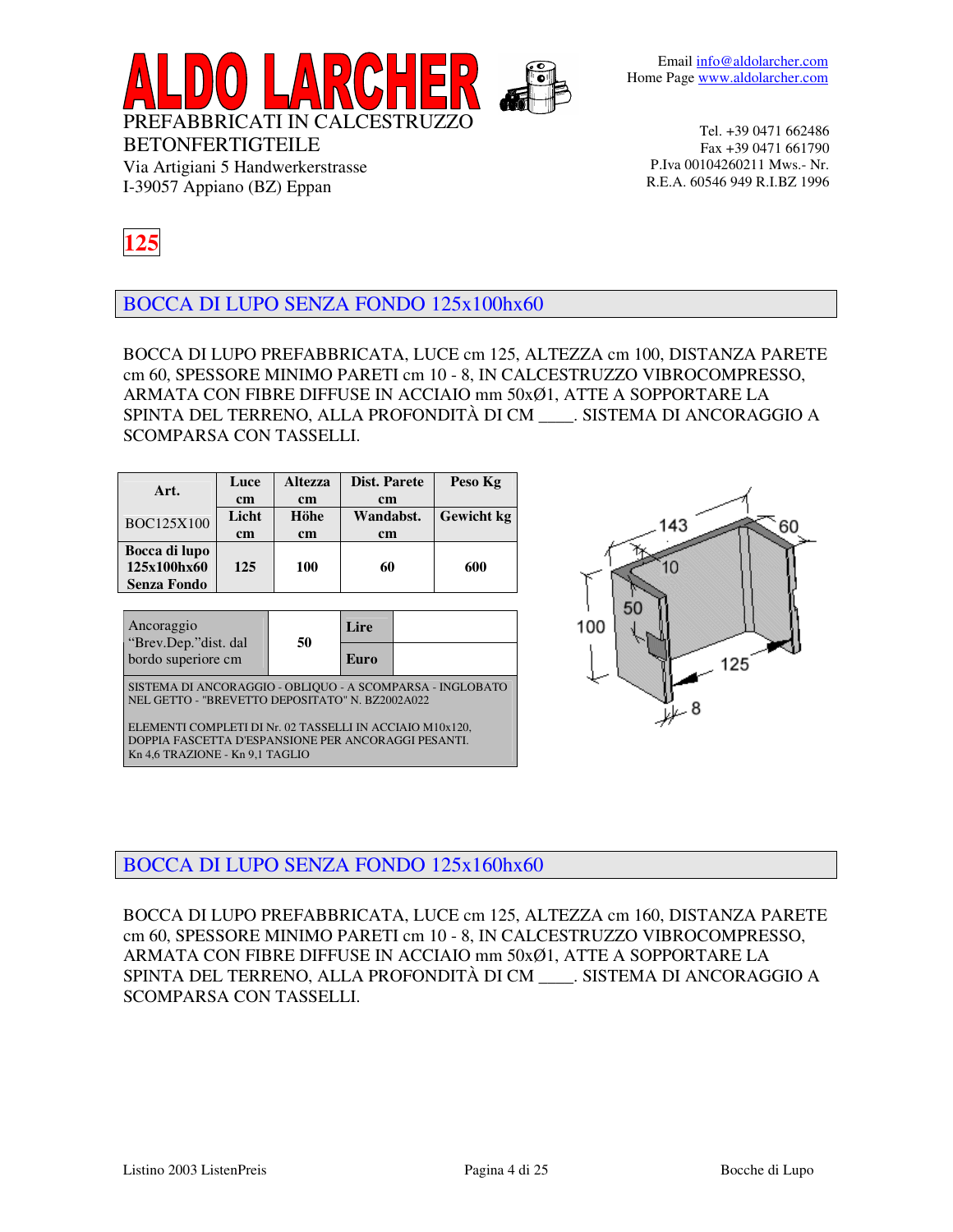# ALDO LARCHER

PREFABBRICATI IN CALCESTRUZZO
BETONFERTIGTEILE
Via Artigiani 5 Handwerkerstrasse
I-39057 Appiano (BZ) Eppan

Email info@aldolarcher.com
Home Page www.aldolarcher.com

Tel. +39 0471 662486
Fax +39 0471 661790
P.Iva 00104260211 Mws.- Nr.
R.E.A. 60546 949 R.I.BZ 1996

**125**

## BOCCA DI LUPO SENZA FONDO 125x100hx60

BOCCA DI LUPO PREFABBRICATA, LUCE cm 125, ALTEZZA cm 100, DISTANZA PARETE cm 60, SPESSORE MINIMO PARETI cm 10 - 8, IN CALCESTRUZZO VIBROCOMPRESSO, ARMATA CON FIBRE DIFFUSE IN ACCIAIO mm 50xØ1, ATTE A SOPPORTARE LA SPINTA DEL TERRENO, ALLA PROFONDITÀ DI CM ____. SISTEMA DI ANCORAGGIO A SCOMPARSA CON TASSELLI.

| **Art.** | **Luce cm** | **Altezza cm** | **Dist. Parete cm** | **Peso Kg** |
|---|---|---|---|---|
| BOC125X100 | **Licht cm** | **Höhe cm** | **Wandabst. cm** | **Gewicht kg** |
| **Bocca di lupo 125x100hx60 Senza Fondo** | **125** | **100** | **60** | **600** |

| Ancoraggio "Brev.Dep."dist. dal bordo superiore cm | 50 | **Lire** | |
|---|---|---|---|
| | | **Euro** | |

SISTEMA DI ANCORAGGIO - OBLIQUO - A SCOMPARSA - INGLOBATO NEL GETTO - "BREVETTO DEPOSITATO" N. BZ2002A022

ELEMENTI COMPLETI DI Nr. 02 TASSELLI IN ACCIAIO M10x120, DOPPIA FASCETTA D'ESPANSIONE PER ANCORAGGI PESANTI.
Kn 4,6 TRAZIONE - Kn 9,1 TAGLIO

143 60 10 50 100 125 8

## BOCCA DI LUPO SENZA FONDO 125x160hx60

BOCCA DI LUPO PREFABBRICATA, LUCE cm 125, ALTEZZA cm 160, DISTANZA PARETE cm 60, SPESSORE MINIMO PARETI cm 10 - 8, IN CALCESTRUZZO VIBROCOMPRESSO, ARMATA CON FIBRE DIFFUSE IN ACCIAIO mm 50xØ1, ATTE A SOPPORTARE LA SPINTA DEL TERRENO, ALLA PROFONDITÀ DI CM ____. SISTEMA DI ANCORAGGIO A SCOMPARSA CON TASSELLI.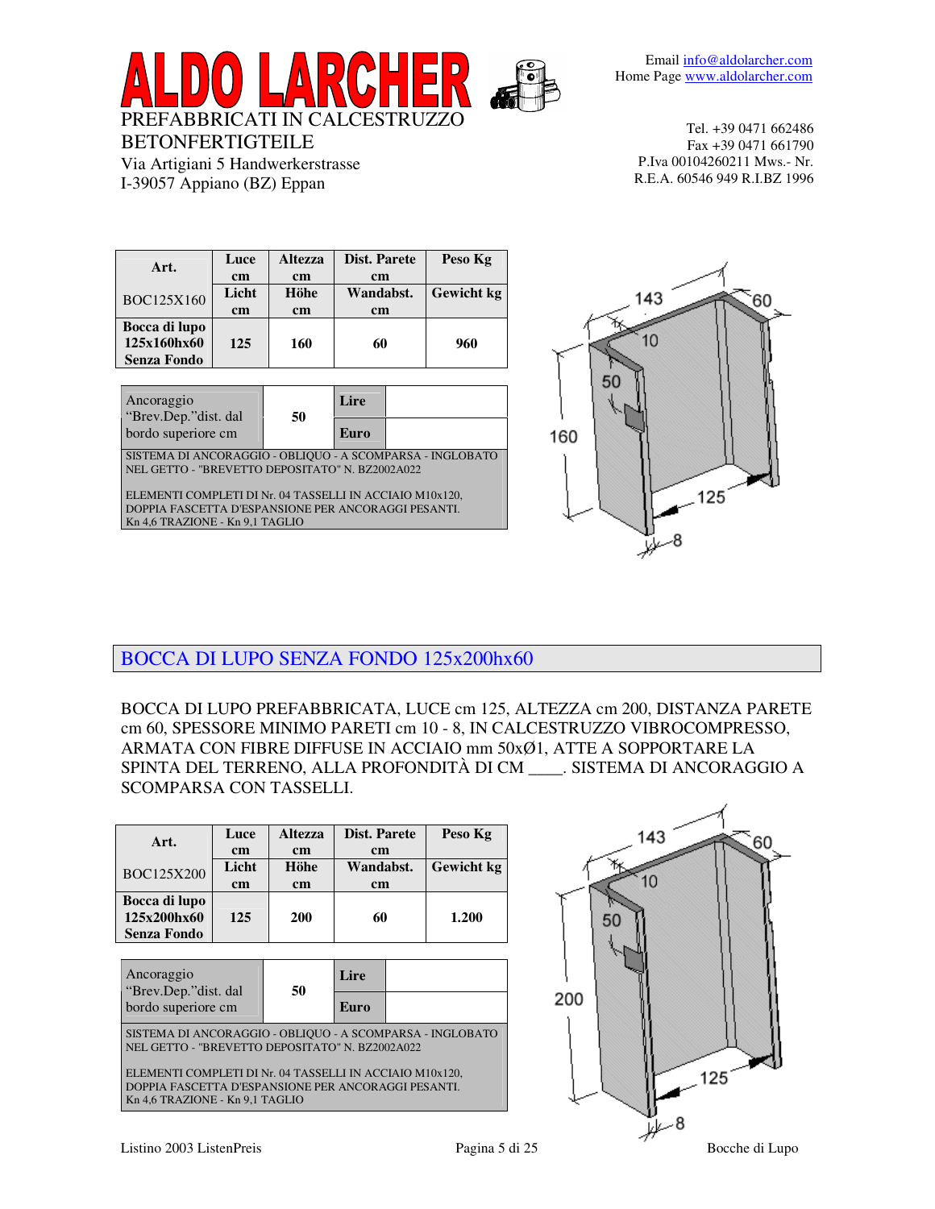# ALDO LARCHER

PREFABBRICATI IN CALCESTRUZZO
BETONFERTIGTEILE
Via Artigiani 5 Handwerkerstrasse
I-39057 Appiano (BZ) Eppan

Email info@aldolarcher.com
Home Page www.aldolarcher.com

Tel. +39 0471 662486
Fax +39 0471 661790
P.Iva 00104260211 Mws.- Nr.
R.E.A. 60546 949 R.I.BZ 1996

| Art. BOC125X160 | Luce cm / Licht cm | Altezza cm / Höhe cm | Dist. Parete cm / Wandabst. cm | Peso Kg / Gewicht kg |
|---|---|---|---|---|
| **Bocca di lupo 125x160hx60 Senza Fondo** | **125** | **160** | **60** | **960** |

| Ancoraggio "Brev.Dep."dist. dal bordo superiore cm | 50 | Lire | |
|---|---|---|---|
| | | Euro | |

SISTEMA DI ANCORAGGIO - OBLIQUO - A SCOMPARSA - INGLOBATO NEL GETTO - "BREVETTO DEPOSITATO" N. BZ2002A022

ELEMENTI COMPLETI DI Nr. 04 TASSELLI IN ACCIAIO M10x120, DOPPIA FASCETTA D'ESPANSIONE PER ANCORAGGI PESANTI. Kn 4,6 TRAZIONE - Kn 9,1 TAGLIO

## BOCCA DI LUPO SENZA FONDO 125x200hx60

BOCCA DI LUPO PREFABBRICATA, LUCE cm 125, ALTEZZA cm 200, DISTANZA PARETE cm 60, SPESSORE MINIMO PARETI cm 10 - 8, IN CALCESTRUZZO VIBROCOMPRESSO, ARMATA CON FIBRE DIFFUSE IN ACCIAIO mm 50xØ1, ATTE A SOPPORTARE LA SPINTA DEL TERRENO, ALLA PROFONDITÀ DI CM ____. SISTEMA DI ANCORAGGIO A SCOMPARSA CON TASSELLI.

| Art. BOC125X200 | Luce cm / Licht cm | Altezza cm / Höhe cm | Dist. Parete cm / Wandabst. cm | Peso Kg / Gewicht kg |
|---|---|---|---|---|
| **Bocca di lupo 125x200hx60 Senza Fondo** | **125** | **200** | **60** | **1.200** |

| Ancoraggio "Brev.Dep."dist. dal bordo superiore cm | 50 | Lire | |
|---|---|---|---|
| | | Euro | |

SISTEMA DI ANCORAGGIO - OBLIQUO - A SCOMPARSA - INGLOBATO NEL GETTO - "BREVETTO DEPOSITATO" N. BZ2002A022

ELEMENTI COMPLETI DI Nr. 04 TASSELLI IN ACCIAIO M10x120, DOPPIA FASCETTA D'ESPANSIONE PER ANCORAGGI PESANTI. Kn 4,6 TRAZIONE - Kn 9,1 TAGLIO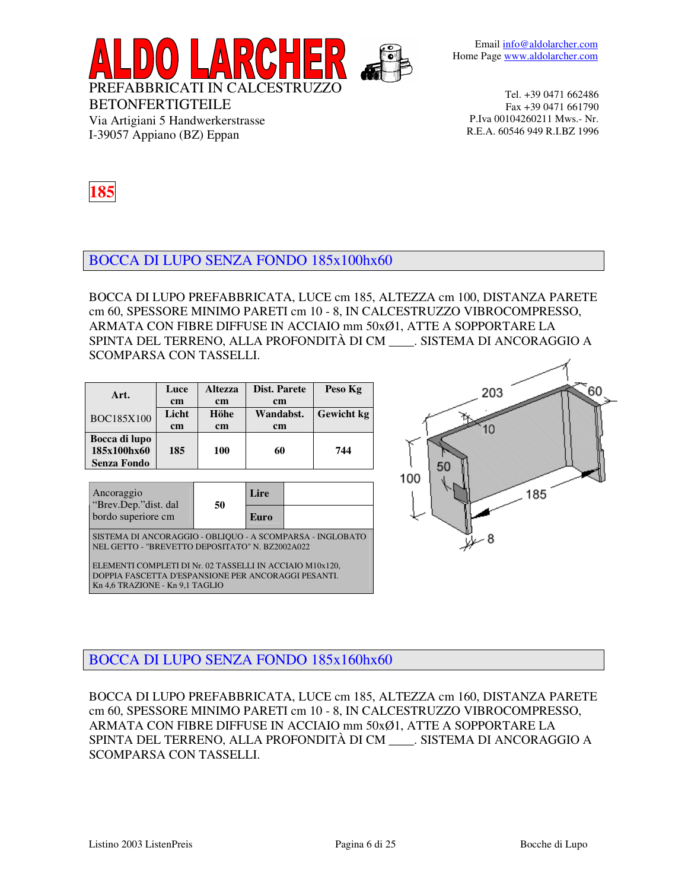**ALDO LARCHER**

PREFABBRICATI IN CALCESTRUZZO
BETONFERTIGTEILE
Via Artigiani 5 Handwerkerstrasse
I-39057 Appiano (BZ) Eppan

Email info@aldolarcher.com
Home Page www.aldolarcher.com

Tel. +39 0471 662486
Fax +39 0471 661790
P.Iva 00104260211 Mws.- Nr.
R.E.A. 60546 949 R.I.BZ 1996

**185**

## BOCCA DI LUPO SENZA FONDO 185x100hx60

BOCCA DI LUPO PREFABBRICATA, LUCE cm 185, ALTEZZA cm 100, DISTANZA PARETE cm 60, SPESSORE MINIMO PARETI cm 10 - 8, IN CALCESTRUZZO VIBROCOMPRESSO, ARMATA CON FIBRE DIFFUSE IN ACCIAIO mm 50xØ1, ATTE A SOPPORTARE LA SPINTA DEL TERRENO, ALLA PROFONDITÀ DI CM ____. SISTEMA DI ANCORAGGIO A SCOMPARSA CON TASSELLI.

| Art. | Luce cm | Altezza cm | Dist. Parete cm | Peso Kg |
|---|---|---|---|---|
| BOC185X100 | Licht cm | Höhe cm | Wandabst. cm | Gewicht kg |
| **Bocca di lupo 185x100hx60 Senza Fondo** | **185** | **100** | **60** | **744** |

| Ancoraggio "Brev.Dep."dist. dal bordo superiore cm | 50 | Lire | |
|---|---|---|---|
| | | Euro | |

SISTEMA DI ANCORAGGIO - OBLIQUO - A SCOMPARSA - INGLOBATO NEL GETTO - "BREVETTO DEPOSITATO" N. BZ2002A022

ELEMENTI COMPLETI DI Nr. 02 TASSELLI IN ACCIAIO M10x120, DOPPIA FASCETTA D'ESPANSIONE PER ANCORAGGI PESANTI.
Kn 4,6 TRAZIONE - Kn 9,1 TAGLIO

203 60 10 100 50 185 8

## BOCCA DI LUPO SENZA FONDO 185x160hx60

BOCCA DI LUPO PREFABBRICATA, LUCE cm 185, ALTEZZA cm 160, DISTANZA PARETE cm 60, SPESSORE MINIMO PARETI cm 10 - 8, IN CALCESTRUZZO VIBROCOMPRESSO, ARMATA CON FIBRE DIFFUSE IN ACCIAIO mm 50xØ1, ATTE A SOPPORTARE LA SPINTA DEL TERRENO, ALLA PROFONDITÀ DI CM ____. SISTEMA DI ANCORAGGIO A SCOMPARSA CON TASSELLI.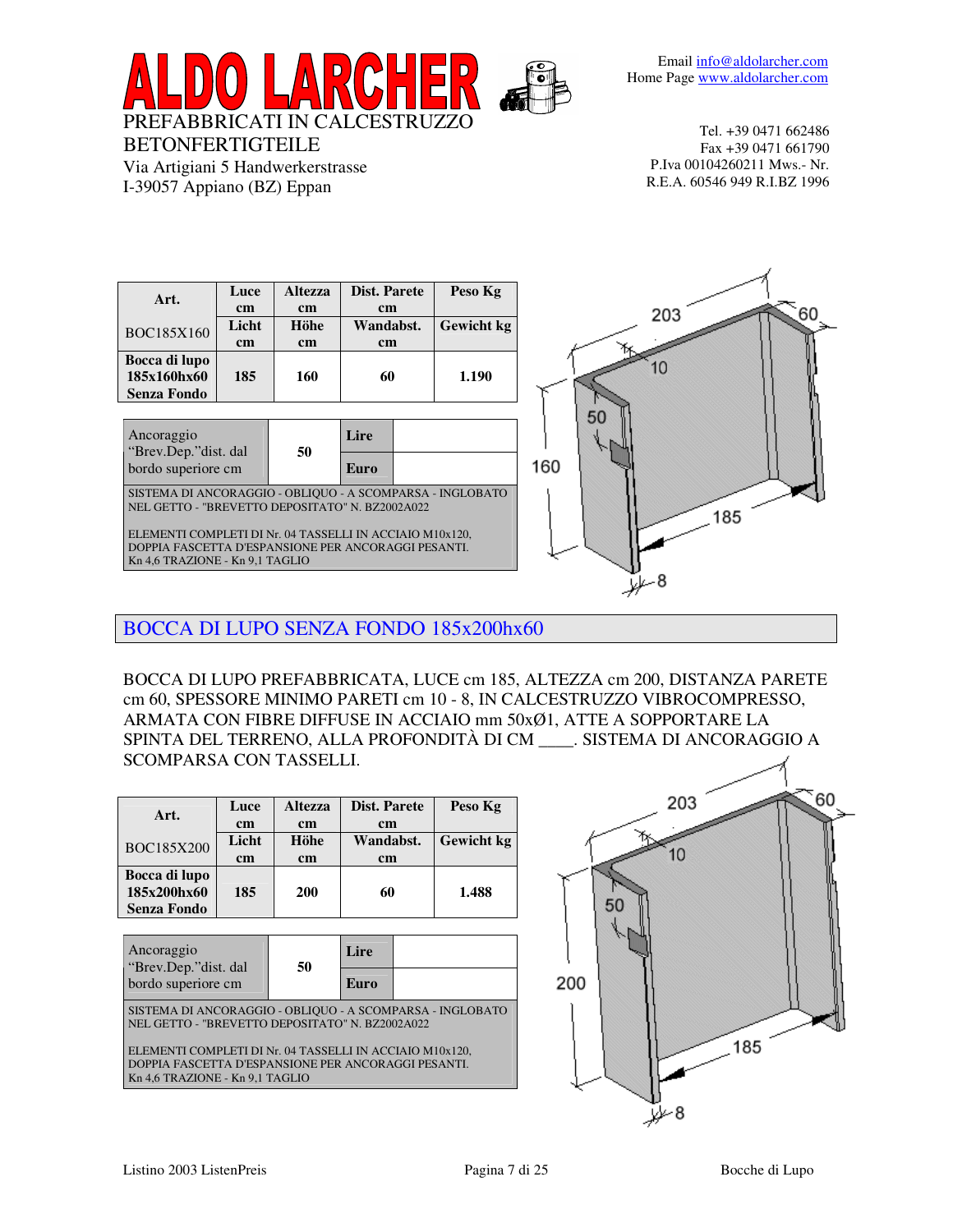# ALDO LARCHER

PREFABBRICATI IN CALCESTRUZZO
BETONFERTIGTEILE
Via Artigiani 5 Handwerkerstrasse
I-39057 Appiano (BZ) Eppan

Email info@aldolarcher.com
Home Page www.aldolarcher.com

Tel. +39 0471 662486
Fax +39 0471 661790
P.Iva 00104260211 Mws.- Nr.
R.E.A. 60546 949 R.I.BZ 1996

| Art. | Luce cm | Altezza cm | Dist. Parete cm | Peso Kg |
|---|---|---|---|---|
| BOC185X160 | Licht cm | Höhe cm | Wandabst. cm | Gewicht kg |
| **Bocca di lupo 185x160hx60 Senza Fondo** | **185** | **160** | **60** | **1.190** |

| Ancoraggio "Brev.Dep."dist. dal bordo superiore cm | 50 | Lire | |
|---|---|---|---|
| | | Euro | |

SISTEMA DI ANCORAGGIO - OBLIQUO - A SCOMPARSA - INGLOBATO NEL GETTO - "BREVETTO DEPOSITATO" N. BZ2002A022

ELEMENTI COMPLETI DI Nr. 04 TASSELLI IN ACCIAIO M10x120, DOPPIA FASCETTA D'ESPANSIONE PER ANCORAGGI PESANTI. Kn 4,6 TRAZIONE - Kn 9,1 TAGLIO

## BOCCA DI LUPO SENZA FONDO 185x200hx60

BOCCA DI LUPO PREFABBRICATA, LUCE cm 185, ALTEZZA cm 200, DISTANZA PARETE cm 60, SPESSORE MINIMO PARETI cm 10 - 8, IN CALCESTRUZZO VIBROCOMPRESSO, ARMATA CON FIBRE DIFFUSE IN ACCIAIO mm 50xØ1, ATTE A SOPPORTARE LA SPINTA DEL TERRENO, ALLA PROFONDITÀ DI CM ____. SISTEMA DI ANCORAGGIO A SCOMPARSA CON TASSELLI.

| Art. | Luce cm | Altezza cm | Dist. Parete cm | Peso Kg |
|---|---|---|---|---|
| BOC185X200 | Licht cm | Höhe cm | Wandabst. cm | Gewicht kg |
| **Bocca di lupo 185x200hx60 Senza Fondo** | **185** | **200** | **60** | **1.488** |

| Ancoraggio "Brev.Dep."dist. dal bordo superiore cm | 50 | Lire | |
|---|---|---|---|
| | | Euro | |

SISTEMA DI ANCORAGGIO - OBLIQUO - A SCOMPARSA - INGLOBATO NEL GETTO - "BREVETTO DEPOSITATO" N. BZ2002A022

ELEMENTI COMPLETI DI Nr. 04 TASSELLI IN ACCIAIO M10x120, DOPPIA FASCETTA D'ESPANSIONE PER ANCORAGGI PESANTI. Kn 4,6 TRAZIONE - Kn 9,1 TAGLIO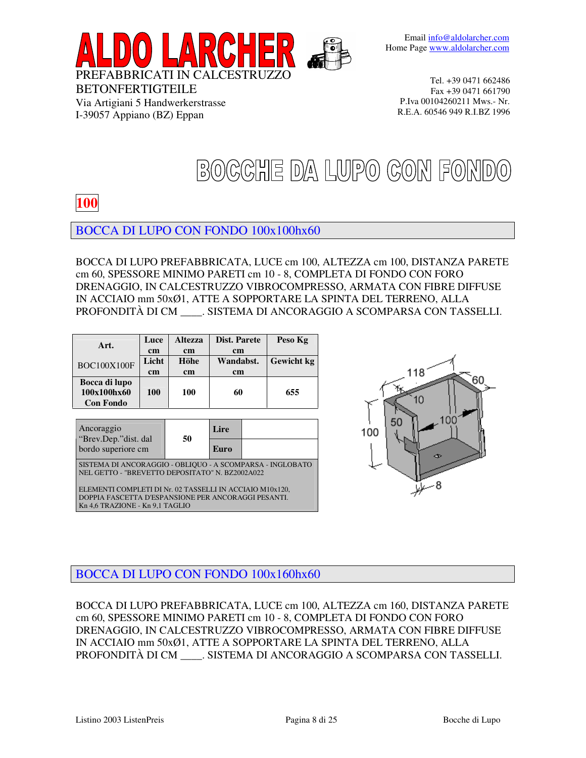# ALDO LARCHER

PREFABBRICATI IN CALCESTRUZZO
BETONFERTIGTEILE
Via Artigiani 5 Handwerkerstrasse
I-39057 Appiano (BZ) Eppan

Email info@aldolarcher.com
Home Page www.aldolarcher.com

Tel. +39 0471 662486
Fax +39 0471 661790
P.Iva 00104260211 Mws.- Nr.
R.E.A. 60546 949 R.I.BZ 1996

# BOCCHE DA LUPO CON FONDO

**100**

## BOCCA DI LUPO CON FONDO 100x100hx60

BOCCA DI LUPO PREFABBRICATA, LUCE cm 100, ALTEZZA cm 100, DISTANZA PARETE cm 60, SPESSORE MINIMO PARETI cm 10 - 8, COMPLETA DI FONDO CON FORO DRENAGGIO, IN CALCESTRUZZO VIBROCOMPRESSO, ARMATA CON FIBRE DIFFUSE IN ACCIAIO mm 50xØ1, ATTE A SOPPORTARE LA SPINTA DEL TERRENO, ALLA PROFONDITÀ DI CM ____. SISTEMA DI ANCORAGGIO A SCOMPARSA CON TASSELLI.

| **Art.** BOC100X100F | **Luce cm** **Licht cm** | **Altezza cm** **Höhe cm** | **Dist. Parete cm** **Wandabst. cm** | **Peso Kg** **Gewicht kg** |
|---|---|---|---|---|
| **Bocca di lupo 100x100hx60 Con Fondo** | **100** | **100** | **60** | **655** |

| Ancoraggio “Brev.Dep.”dist. dal bordo superiore cm | 50 | **Lire** | |
|---|---|---|---|
| | | **Euro** | |

SISTEMA DI ANCORAGGIO - OBLIQUO - A SCOMPARSA - INGLOBATO NEL GETTO - "BREVETTO DEPOSITATO" N. BZ2002A022

ELEMENTI COMPLETI DI Nr. 02 TASSELLI IN ACCIAIO M10x120, DOPPIA FASCETTA D'ESPANSIONE PER ANCORAGGI PESANTI. Kn 4,6 TRAZIONE - Kn 9,1 TAGLIO

## BOCCA DI LUPO CON FONDO 100x160hx60

BOCCA DI LUPO PREFABBRICATA, LUCE cm 100, ALTEZZA cm 160, DISTANZA PARETE cm 60, SPESSORE MINIMO PARETI cm 10 - 8, COMPLETA DI FONDO CON FORO DRENAGGIO, IN CALCESTRUZZO VIBROCOMPRESSO, ARMATA CON FIBRE DIFFUSE IN ACCIAIO mm 50xØ1, ATTE A SOPPORTARE LA SPINTA DEL TERRENO, ALLA PROFONDITÀ DI CM ____. SISTEMA DI ANCORAGGIO A SCOMPARSA CON TASSELLI.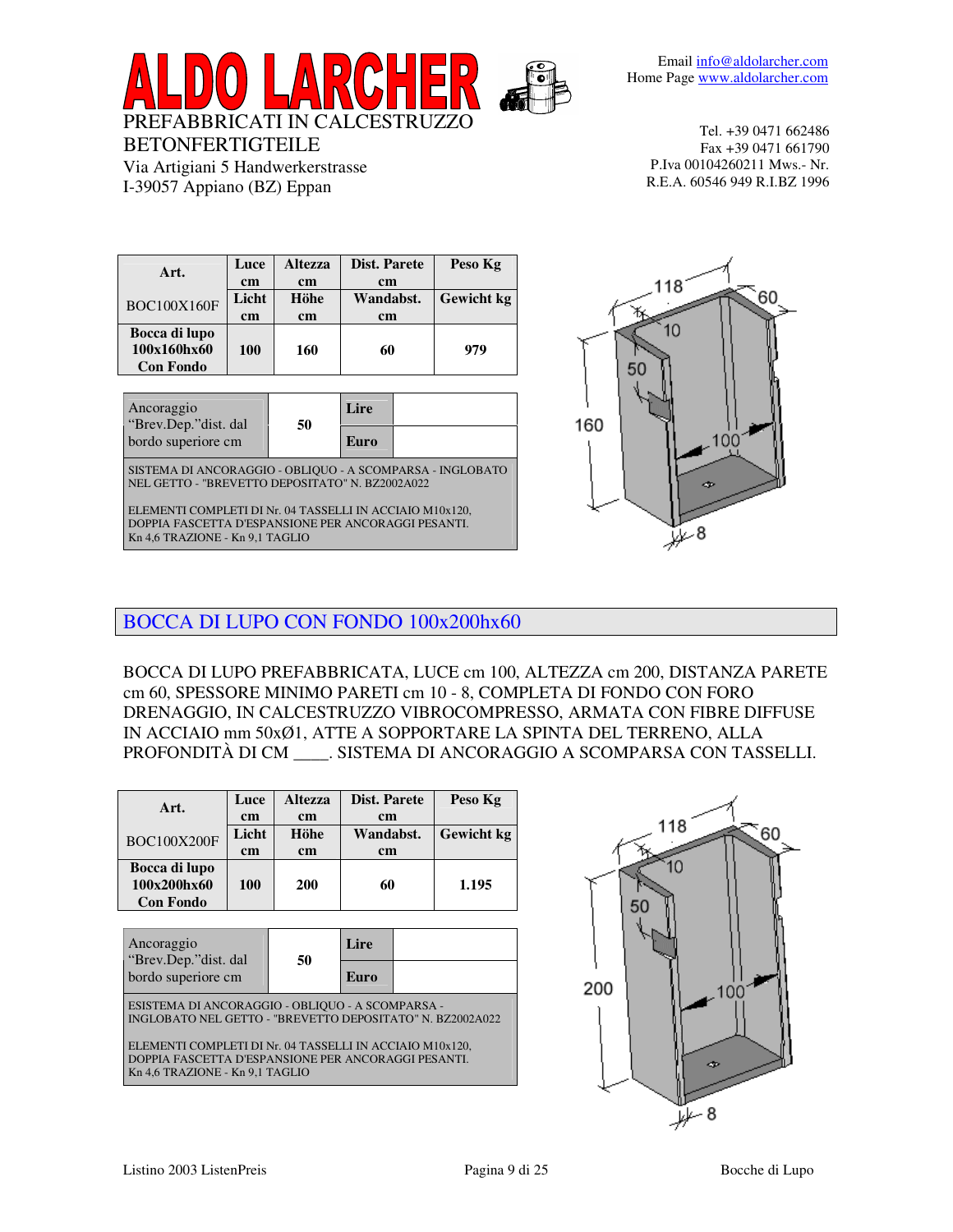# ALDO LARCHER

PREFABBRICATI IN CALCESTRUZZO
BETONFERTIGTEILE
Via Artigiani 5 Handwerkerstrasse
I-39057 Appiano (BZ) Eppan

Email info@aldolarcher.com
Home Page www.aldolarcher.com

Tel. +39 0471 662486
Fax +39 0471 661790
P.Iva 00104260211 Mws.- Nr.
R.E.A. 60546 949 R.I.BZ 1996

| Art. BOC100X160F | Luce cm / Licht cm | Altezza cm / Höhe cm | Dist. Parete cm / Wandabst. cm | Peso Kg / Gewicht kg |
|---|---|---|---|---|
| **Bocca di lupo 100x160hx60 Con Fondo** | **100** | **160** | **60** | **979** |

| Ancoraggio "Brev.Dep."dist. dal bordo superiore cm | 50 | Lire | |
|---|---|---|---|
| | | Euro | |

SISTEMA DI ANCORAGGIO - OBLIQUO - A SCOMPARSA - INGLOBATO NEL GETTO - "BREVETTO DEPOSITATO" N. BZ2002A022

ELEMENTI COMPLETI DI Nr. 04 TASSELLI IN ACCIAIO M10x120, DOPPIA FASCETTA D'ESPANSIONE PER ANCORAGGI PESANTI. Kn 4,6 TRAZIONE - Kn 9,1 TAGLIO

## BOCCA DI LUPO CON FONDO 100x200hx60

BOCCA DI LUPO PREFABBRICATA, LUCE cm 100, ALTEZZA cm 200, DISTANZA PARETE cm 60, SPESSORE MINIMO PARETI cm 10 - 8, COMPLETA DI FONDO CON FORO DRENAGGIO, IN CALCESTRUZZO VIBROCOMPRESSO, ARMATA CON FIBRE DIFFUSE IN ACCIAIO mm 50xØ1, ATTE A SOPPORTARE LA SPINTA DEL TERRENO, ALLA PROFONDITÀ DI CM ____. SISTEMA DI ANCORAGGIO A SCOMPARSA CON TASSELLI.

| Art. BOC100X200F | Luce cm / Licht cm | Altezza cm / Höhe cm | Dist. Parete cm / Wandabst. cm | Peso Kg / Gewicht kg |
|---|---|---|---|---|
| **Bocca di lupo 100x200hx60 Con Fondo** | **100** | **200** | **60** | **1.195** |

| Ancoraggio "Brev.Dep."dist. dal bordo superiore cm | 50 | Lire | |
|---|---|---|---|
| | | Euro | |

ESISTEMA DI ANCORAGGIO - OBLIQUO - A SCOMPARSA - INGLOBATO NEL GETTO - "BREVETTO DEPOSITATO" N. BZ2002A022

ELEMENTI COMPLETI DI Nr. 04 TASSELLI IN ACCIAIO M10x120, DOPPIA FASCETTA D'ESPANSIONE PER ANCORAGGI PESANTI. Kn 4,6 TRAZIONE - Kn 9,1 TAGLIO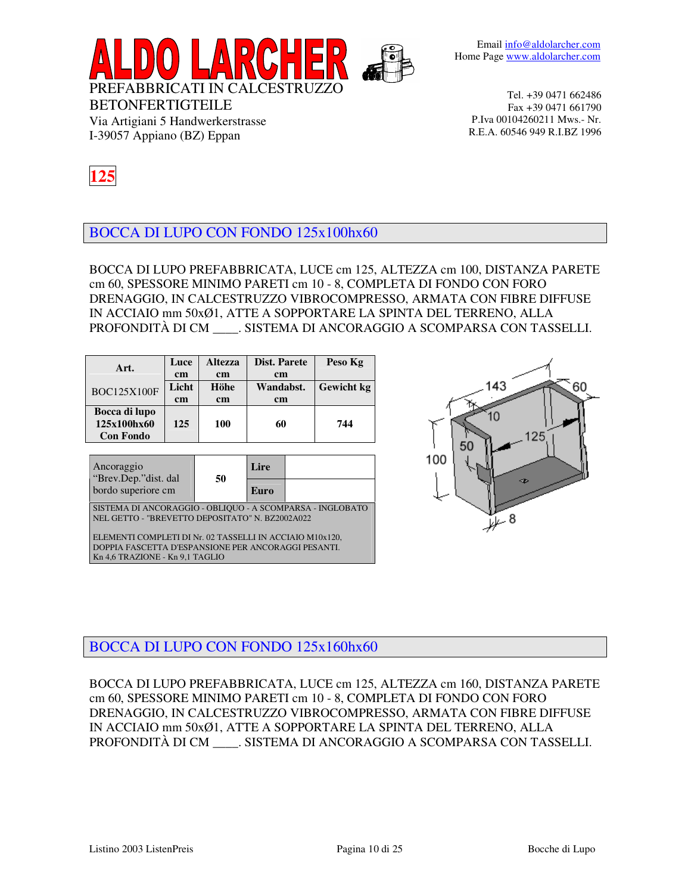**ALDO LARCHER**

PREFABBRICATI IN CALCESTRUZZO
BETONFERTIGTEILE
Via Artigiani 5 Handwerkerstrasse
I-39057 Appiano (BZ) Eppan

Email info@aldolarcher.com
Home Page www.aldolarcher.com

Tel. +39 0471 662486
Fax +39 0471 661790
P.Iva 00104260211 Mws.- Nr.
R.E.A. 60546 949 R.I.BZ 1996

**125**

## BOCCA DI LUPO CON FONDO 125x100hx60

BOCCA DI LUPO PREFABBRICATA, LUCE cm 125, ALTEZZA cm 100, DISTANZA PARETE cm 60, SPESSORE MINIMO PARETI cm 10 - 8, COMPLETA DI FONDO CON FORO DRENAGGIO, IN CALCESTRUZZO VIBROCOMPRESSO, ARMATA CON FIBRE DIFFUSE IN ACCIAIO mm 50xØ1, ATTE A SOPPORTARE LA SPINTA DEL TERRENO, ALLA PROFONDITÀ DI CM ____. SISTEMA DI ANCORAGGIO A SCOMPARSA CON TASSELLI.

| Art. | Luce cm | Altezza cm | Dist. Parete cm | Peso Kg |
|---|---|---|---|---|
| BOC125X100F | Licht cm | Höhe cm | Wandabst. cm | Gewicht kg |
| **Bocca di lupo 125x100hx60 Con Fondo** | **125** | **100** | **60** | **744** |

| Ancoraggio "Brev.Dep."dist. dal bordo superiore cm | 50 | Lire | |
|---|---|---|---|
| | | Euro | |

SISTEMA DI ANCORAGGIO - OBLIQUO - A SCOMPARSA - INGLOBATO NEL GETTO - "BREVETTO DEPOSITATO" N. BZ2002A022

ELEMENTI COMPLETI DI Nr. 02 TASSELLI IN ACCIAIO M10x120, DOPPIA FASCETTA D'ESPANSIONE PER ANCORAGGI PESANTI. Kn 4,6 TRAZIONE - Kn 9,1 TAGLIO

## BOCCA DI LUPO CON FONDO 125x160hx60

BOCCA DI LUPO PREFABBRICATA, LUCE cm 125, ALTEZZA cm 160, DISTANZA PARETE cm 60, SPESSORE MINIMO PARETI cm 10 - 8, COMPLETA DI FONDO CON FORO DRENAGGIO, IN CALCESTRUZZO VIBROCOMPRESSO, ARMATA CON FIBRE DIFFUSE IN ACCIAIO mm 50xØ1, ATTE A SOPPORTARE LA SPINTA DEL TERRENO, ALLA PROFONDITÀ DI CM ____. SISTEMA DI ANCORAGGIO A SCOMPARSA CON TASSELLI.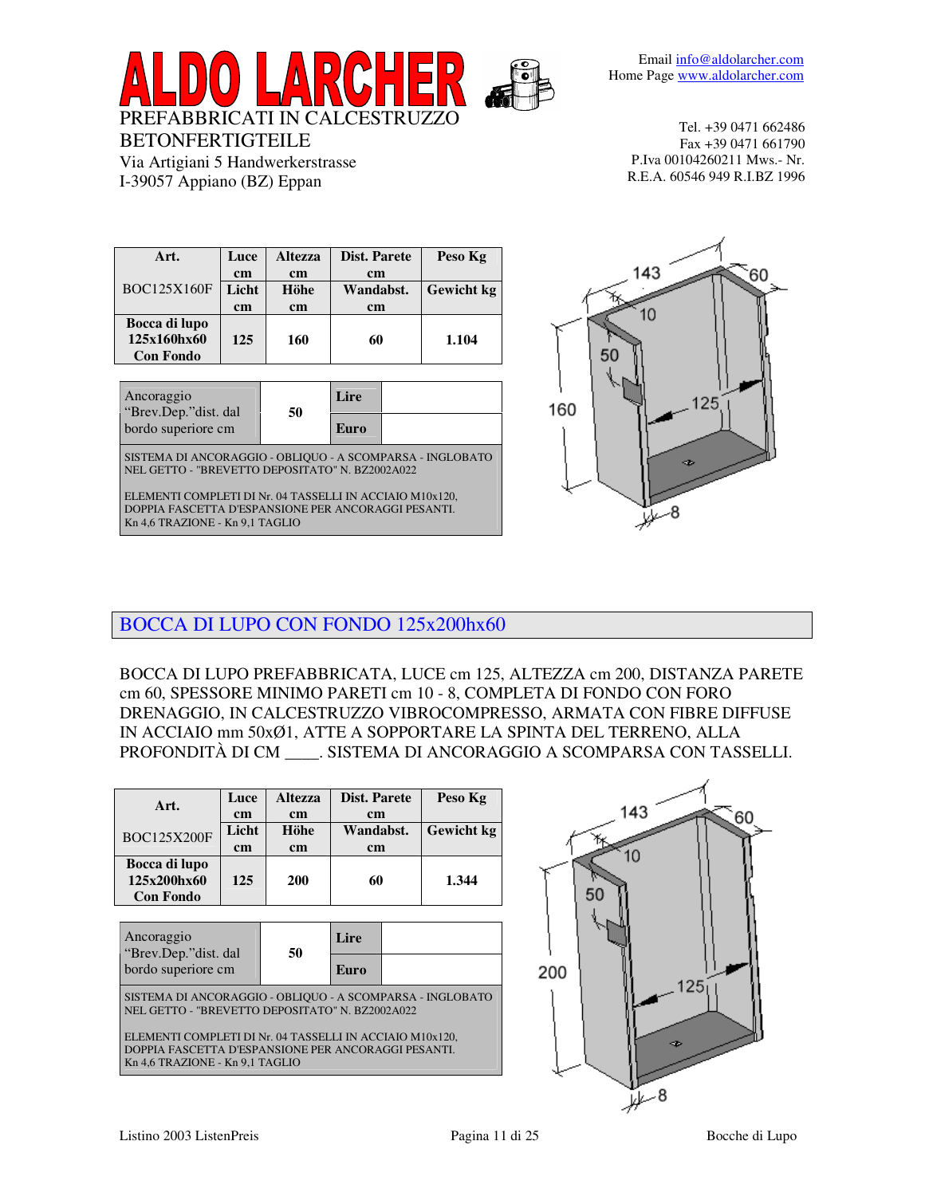# ALDO LARCHER

PREFABBRICATI IN CALCESTRUZZO
BETONFERTIGTEILE
Via Artigiani 5 Handwerkerstrasse
I-39057 Appiano (BZ) Eppan

Email info@aldolarcher.com
Home Page www.aldolarcher.com

Tel. +39 0471 662486
Fax +39 0471 661790
P.Iva 00104260211 Mws.- Nr.
R.E.A. 60546 949 R.I.BZ 1996

| Art. BOC125X160F | Luce cm Licht cm | Altezza cm Höhe cm | Dist. Parete cm Wandabst. cm | Peso Kg Gewicht kg |
|---|---|---|---|---|
| **Bocca di lupo 125x160hx60 Con Fondo** | **125** | **160** | **60** | **1.104** |

| Ancoraggio "Brev.Dep."dist. dal bordo superiore cm | 50 | Lire | |
|---|---|---|---|
| | | Euro | |

SISTEMA DI ANCORAGGIO - OBLIQUO - A SCOMPARSA - INGLOBATO NEL GETTO - "BREVETTO DEPOSITATO" N. BZ2002A022

ELEMENTI COMPLETI DI Nr. 04 TASSELLI IN ACCIAIO M10x120, DOPPIA FASCETTA D'ESPANSIONE PER ANCORAGGI PESANTI. Kn 4,6 TRAZIONE - Kn 9,1 TAGLIO

## BOCCA DI LUPO CON FONDO 125x200hx60

BOCCA DI LUPO PREFABBRICATA, LUCE cm 125, ALTEZZA cm 200, DISTANZA PARETE cm 60, SPESSORE MINIMO PARETI cm 10 - 8, COMPLETA DI FONDO CON FORO DRENAGGIO, IN CALCESTRUZZO VIBROCOMPRESSO, ARMATA CON FIBRE DIFFUSE IN ACCIAIO mm 50xØ1, ATTE A SOPPORTARE LA SPINTA DEL TERRENO, ALLA PROFONDITÀ DI CM ____. SISTEMA DI ANCORAGGIO A SCOMPARSA CON TASSELLI.

| Art. BOC125X200F | Luce cm Licht cm | Altezza cm Höhe cm | Dist. Parete cm Wandabst. cm | Peso Kg Gewicht kg |
|---|---|---|---|---|
| **Bocca di lupo 125x200hx60 Con Fondo** | **125** | **200** | **60** | **1.344** |

| Ancoraggio "Brev.Dep."dist. dal bordo superiore cm | 50 | Lire | |
|---|---|---|---|
| | | Euro | |

SISTEMA DI ANCORAGGIO - OBLIQUO - A SCOMPARSA - INGLOBATO NEL GETTO - "BREVETTO DEPOSITATO" N. BZ2002A022

ELEMENTI COMPLETI DI Nr. 04 TASSELLI IN ACCIAIO M10x120, DOPPIA FASCETTA D'ESPANSIONE PER ANCORAGGI PESANTI. Kn 4,6 TRAZIONE - Kn 9,1 TAGLIO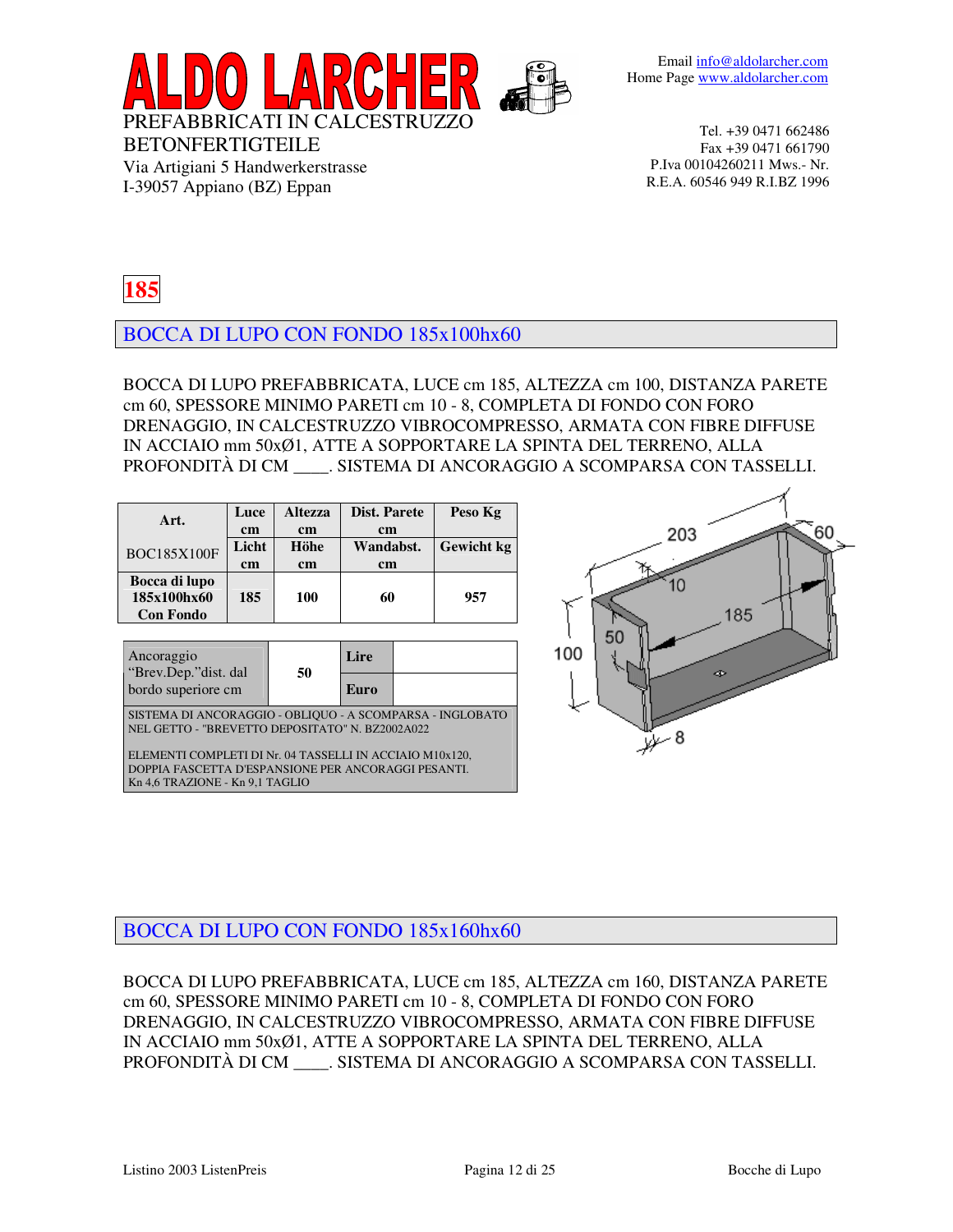# ALDO LARCHER

PREFABBRICATI IN CALCESTRUZZO
BETONFERTIGTEILE
Via Artigiani 5 Handwerkerstrasse
I-39057 Appiano (BZ) Eppan

Email info@aldolarcher.com
Home Page www.aldolarcher.com

Tel. +39 0471 662486
Fax +39 0471 661790
P.Iva 00104260211 Mws.- Nr.
R.E.A. 60546 949 R.I.BZ 1996

**185**

## BOCCA DI LUPO CON FONDO 185x100hx60

BOCCA DI LUPO PREFABBRICATA, LUCE cm 185, ALTEZZA cm 100, DISTANZA PARETE cm 60, SPESSORE MINIMO PARETI cm 10 - 8, COMPLETA DI FONDO CON FORO DRENAGGIO, IN CALCESTRUZZO VIBROCOMPRESSO, ARMATA CON FIBRE DIFFUSE IN ACCIAIO mm 50xØ1, ATTE A SOPPORTARE LA SPINTA DEL TERRENO, ALLA PROFONDITÀ DI CM ____. SISTEMA DI ANCORAGGIO A SCOMPARSA CON TASSELLI.

| Art. BOC185X100F | Luce cm / Licht cm | Altezza cm / Höhe cm | Dist. Parete cm / Wandabst. cm | Peso Kg / Gewicht kg |
|---|---|---|---|---|
| **Bocca di lupo 185x100hx60 Con Fondo** | **185** | **100** | **60** | **957** |

| Ancoraggio "Brev.Dep."dist. dal bordo superiore cm | 50 | Lire | |
|---|---|---|---|
| | | Euro | |

SISTEMA DI ANCORAGGIO - OBLIQUO - A SCOMPARSA - INGLOBATO NEL GETTO - "BREVETTO DEPOSITATO" N. BZ2002A022

ELEMENTI COMPLETI DI Nr. 04 TASSELLI IN ACCIAIO M10x120, DOPPIA FASCETTA D'ESPANSIONE PER ANCORAGGI PESANTI. Kn 4,6 TRAZIONE - Kn 9,1 TAGLIO

## BOCCA DI LUPO CON FONDO 185x160hx60

BOCCA DI LUPO PREFABBRICATA, LUCE cm 185, ALTEZZA cm 160, DISTANZA PARETE cm 60, SPESSORE MINIMO PARETI cm 10 - 8, COMPLETA DI FONDO CON FORO DRENAGGIO, IN CALCESTRUZZO VIBROCOMPRESSO, ARMATA CON FIBRE DIFFUSE IN ACCIAIO mm 50xØ1, ATTE A SOPPORTARE LA SPINTA DEL TERRENO, ALLA PROFONDITÀ DI CM ____. SISTEMA DI ANCORAGGIO A SCOMPARSA CON TASSELLI.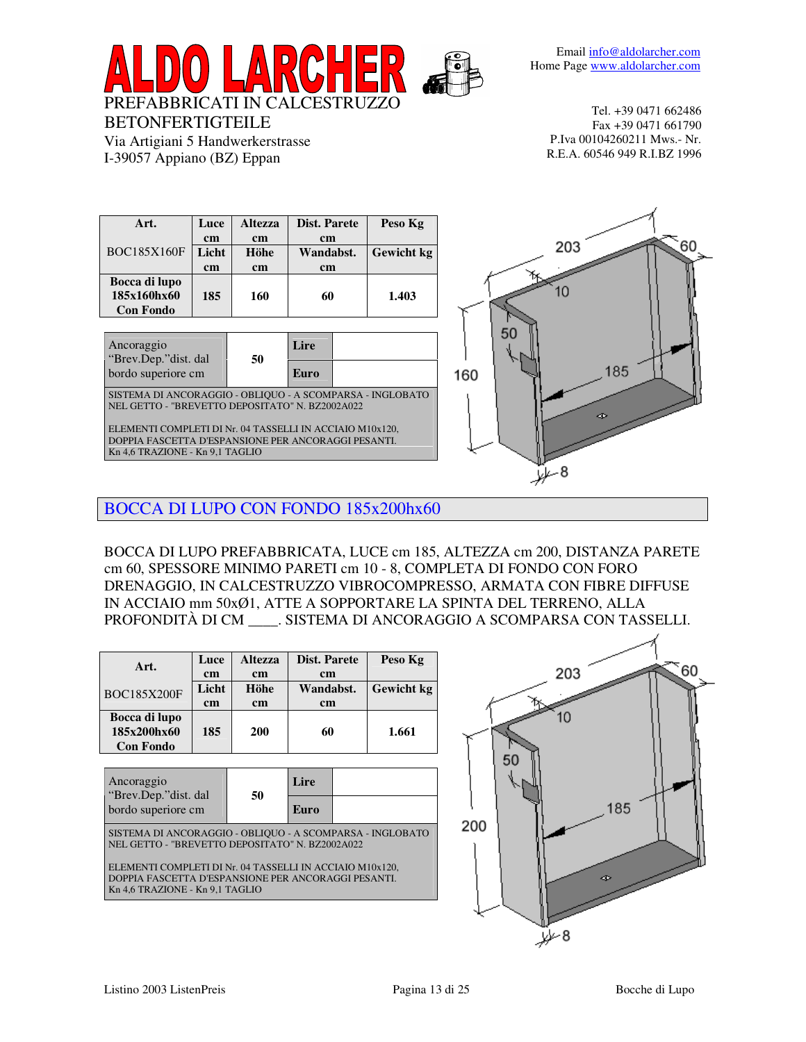# ALDO LARCHER

PREFABBRICATI IN CALCESTRUZZO
BETONFERTIGTEILE
Via Artigiani 5 Handwerkerstrasse
I-39057 Appiano (BZ) Eppan

Email info@aldolarcher.com
Home Page www.aldolarcher.com

Tel. +39 0471 662486
Fax +39 0471 661790
P.Iva 00104260211 Mws.- Nr.
R.E.A. 60546 949 R.I.BZ 1996

| Art. BOC185X160F | Luce cm / Licht cm | Altezza cm / Höhe cm | Dist. Parete cm / Wandabst. cm | Peso Kg / Gewicht kg |
|---|---|---|---|---|
| **Bocca di lupo 185x160hx60 Con Fondo** | **185** | **160** | **60** | **1.403** |

| Ancoraggio "Brev.Dep."dist. dal bordo superiore cm | 50 | Lire | |
|---|---|---|---|
| | | Euro | |

SISTEMA DI ANCORAGGIO - OBLIQUO - A SCOMPARSA - INGLOBATO NEL GETTO - "BREVETTO DEPOSITATO" N. BZ2002A022

ELEMENTI COMPLETI DI Nr. 04 TASSELLI IN ACCIAIO M10x120, DOPPIA FASCETTA D'ESPANSIONE PER ANCORAGGI PESANTI.
Kn 4,6 TRAZIONE - Kn 9,1 TAGLIO

## BOCCA DI LUPO CON FONDO 185x200hx60

BOCCA DI LUPO PREFABBRICATA, LUCE cm 185, ALTEZZA cm 200, DISTANZA PARETE cm 60, SPESSORE MINIMO PARETI cm 10 - 8, COMPLETA DI FONDO CON FORO DRENAGGIO, IN CALCESTRUZZO VIBROCOMPRESSO, ARMATA CON FIBRE DIFFUSE IN ACCIAIO mm 50xØ1, ATTE A SOPPORTARE LA SPINTA DEL TERRENO, ALLA PROFONDITÀ DI CM ____. SISTEMA DI ANCORAGGIO A SCOMPARSA CON TASSELLI.

| Art. BOC185X200F | Luce cm / Licht cm | Altezza cm / Höhe cm | Dist. Parete cm / Wandabst. cm | Peso Kg / Gewicht kg |
|---|---|---|---|---|
| **Bocca di lupo 185x200hx60 Con Fondo** | **185** | **200** | **60** | **1.661** |

| Ancoraggio "Brev.Dep."dist. dal bordo superiore cm | 50 | Lire | |
|---|---|---|---|
| | | Euro | |

SISTEMA DI ANCORAGGIO - OBLIQUO - A SCOMPARSA - INGLOBATO NEL GETTO - "BREVETTO DEPOSITATO" N. BZ2002A022

ELEMENTI COMPLETI DI Nr. 04 TASSELLI IN ACCIAIO M10x120, DOPPIA FASCETTA D'ESPANSIONE PER ANCORAGGI PESANTI.
Kn 4,6 TRAZIONE - Kn 9,1 TAGLIO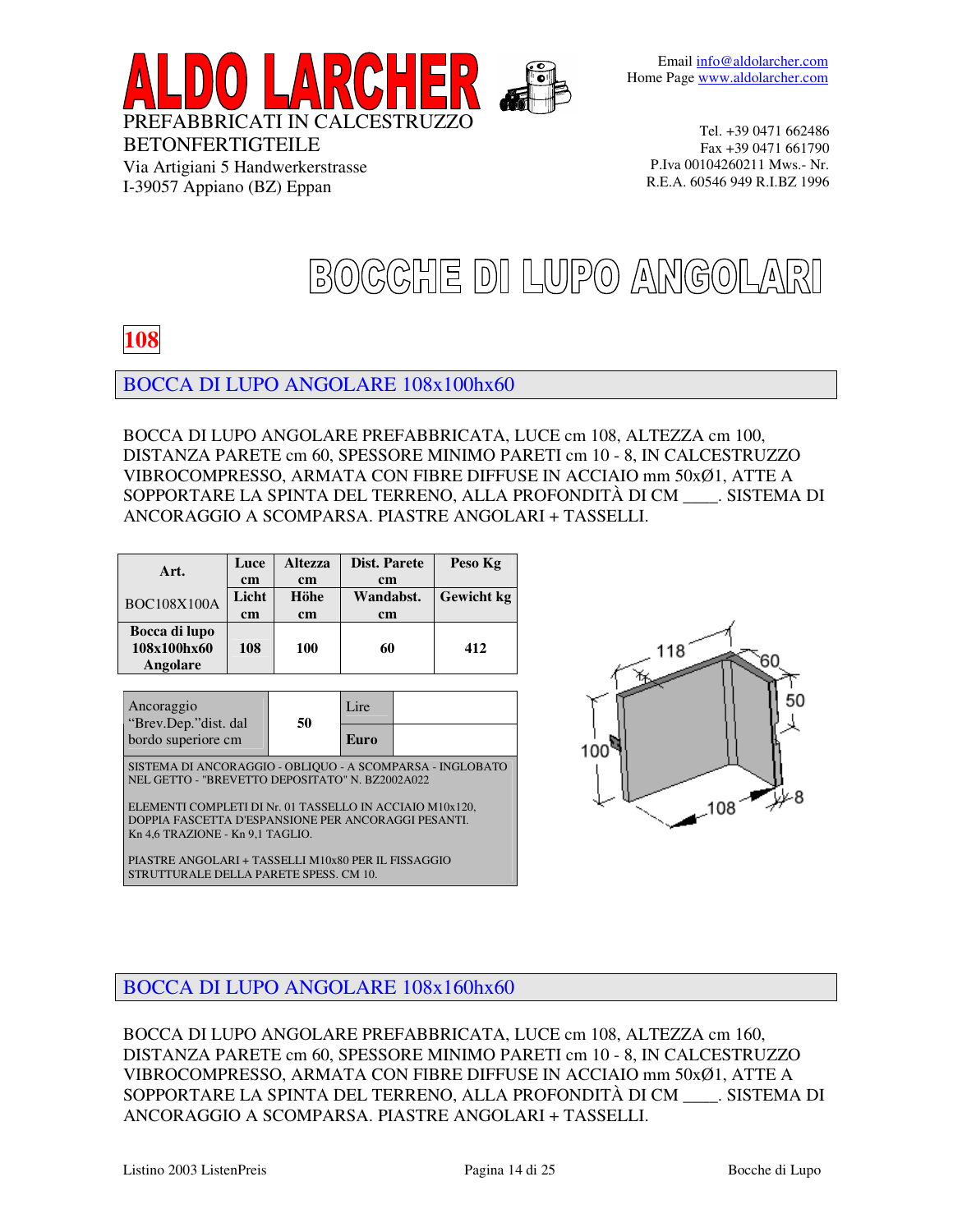# ALDO LARCHER

PREFABBRICATI IN CALCESTRUZZO
BETONFERTIGTEILE
Via Artigiani 5 Handwerkerstrasse
I-39057 Appiano (BZ) Eppan

Email info@aldolarcher.com
Home Page www.aldolarcher.com

Tel. +39 0471 662486
Fax +39 0471 661790
P.Iva 00104260211 Mws.- Nr.
R.E.A. 60546 949 R.I.BZ 1996

# BOCCHE DI LUPO ANGOLARI

**108**

## BOCCA DI LUPO ANGOLARE 108x100hx60

BOCCA DI LUPO ANGOLARE PREFABBRICATA, LUCE cm 108, ALTEZZA cm 100, DISTANZA PARETE cm 60, SPESSORE MINIMO PARETI cm 10 - 8, IN CALCESTRUZZO VIBROCOMPRESSO, ARMATA CON FIBRE DIFFUSE IN ACCIAIO mm 50xØ1, ATTE A SOPPORTARE LA SPINTA DEL TERRENO, ALLA PROFONDITÀ DI CM ____. SISTEMA DI ANCORAGGIO A SCOMPARSA. PIASTRE ANGOLARI + TASSELLI.

| Art. | Luce cm | Altezza cm | Dist. Parete cm | Peso Kg |
|---|---|---|---|---|
| BOC108X100A | Licht cm | Höhe cm | Wandabst. cm | Gewicht kg |
| **Bocca di lupo 108x100hx60 Angolare** | **108** | **100** | **60** | **412** |

| Ancoraggio "Brev.Dep."dist. dal bordo superiore cm | 50 | Lire | |
|---|---|---|---|
| | | **Euro** | |

SISTEMA DI ANCORAGGIO - OBLIQUO - A SCOMPARSA - INGLOBATO NEL GETTO - "BREVETTO DEPOSITATO" N. BZ2002A022

ELEMENTI COMPLETI DI Nr. 01 TASSELLO IN ACCIAIO M10x120, DOPPIA FASCETTA D'ESPANSIONE PER ANCORAGGI PESANTI. Kn 4,6 TRAZIONE - Kn 9,1 TAGLIO.

PIASTRE ANGOLARI + TASSELLI M10x80 PER IL FISSAGGIO STRUTTURALE DELLA PARETE SPESS. CM 10.

118, 60, 50, 100, 108, 8

## BOCCA DI LUPO ANGOLARE 108x160hx60

BOCCA DI LUPO ANGOLARE PREFABBRICATA, LUCE cm 108, ALTEZZA cm 160, DISTANZA PARETE cm 60, SPESSORE MINIMO PARETI cm 10 - 8, IN CALCESTRUZZO VIBROCOMPRESSO, ARMATA CON FIBRE DIFFUSE IN ACCIAIO mm 50xØ1, ATTE A SOPPORTARE LA SPINTA DEL TERRENO, ALLA PROFONDITÀ DI CM ____. SISTEMA DI ANCORAGGIO A SCOMPARSA. PIASTRE ANGOLARI + TASSELLI.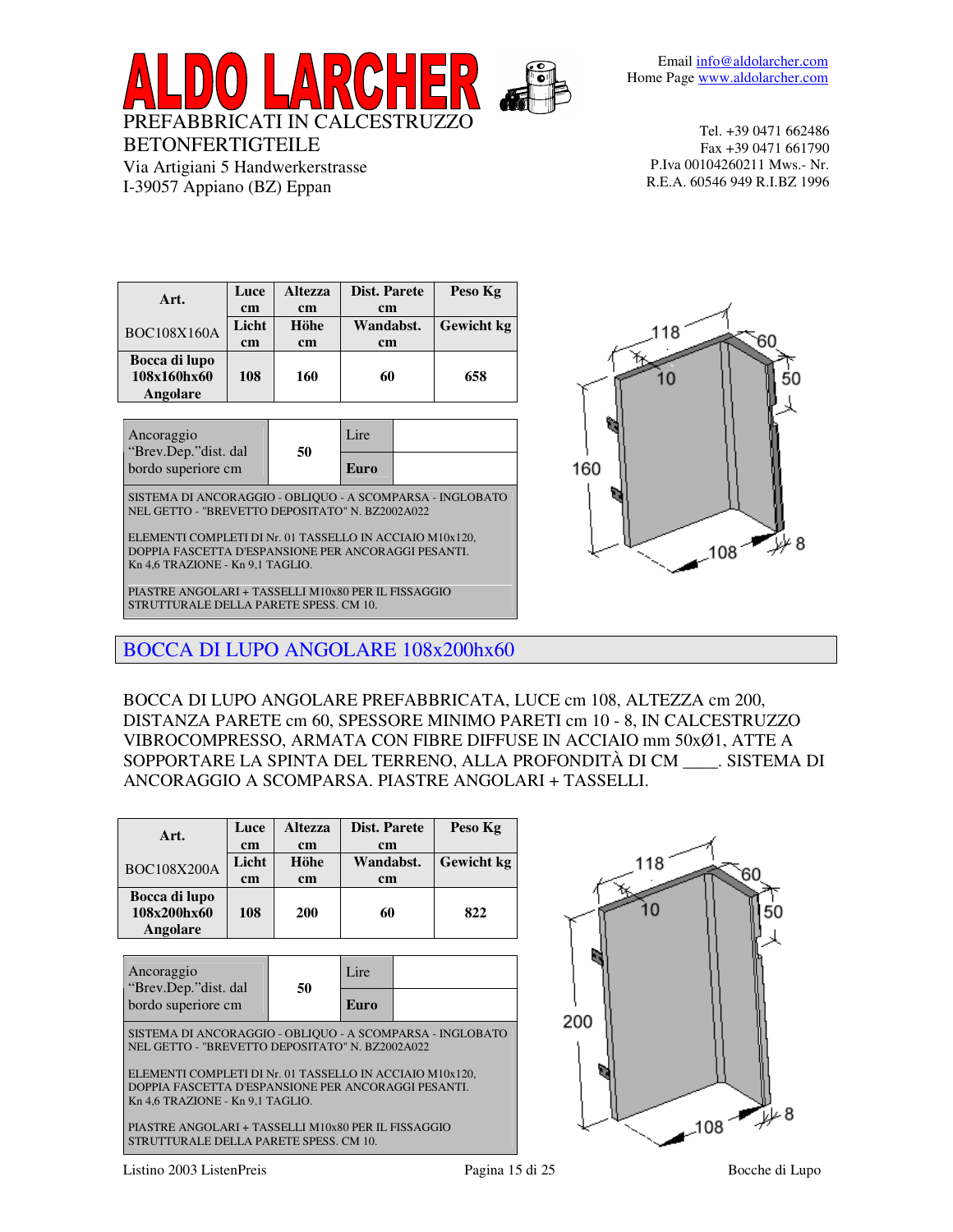| Art. | Luce cm | Altezza cm | Dist. Parete cm | Peso Kg |
|---|---|---|---|---|
| BOC108X160A | Licht cm | Höhe cm | Wandabst. cm | Gewicht kg |
| **Bocca di lupo 108x160hx60 Angolare** | **108** | **160** | **60** | **658** |

| Ancoraggio "Brev.Dep."dist. dal bordo superiore cm | 50 | Lire | |
|---|---|---|---|
| | | **Euro** | |

SISTEMA DI ANCORAGGIO - OBLIQUO - A SCOMPARSA - INGLOBATO NEL GETTO - "BREVETTO DEPOSITATO" N. BZ2002A022

ELEMENTI COMPLETI DI Nr. 01 TASSELLO IN ACCIAIO M10x120, DOPPIA FASCETTA D'ESPANSIONE PER ANCORAGGI PESANTI. Kn 4,6 TRAZIONE - Kn 9,1 TAGLIO.

PIASTRE ANGOLARI + TASSELLI M10x80 PER IL FISSAGGIO STRUTTURALE DELLA PARETE SPESS. CM 10.

## BOCCA DI LUPO ANGOLARE 108x200hx60

BOCCA DI LUPO ANGOLARE PREFABBRICATA, LUCE cm 108, ALTEZZA cm 200, DISTANZA PARETE cm 60, SPESSORE MINIMO PARETI cm 10 - 8, IN CALCESTRUZZO VIBROCOMPRESSO, ARMATA CON FIBRE DIFFUSE IN ACCIAIO mm 50xØ1, ATTE A SOPPORTARE LA SPINTA DEL TERRENO, ALLA PROFONDITÀ DI CM ____. SISTEMA DI ANCORAGGIO A SCOMPARSA. PIASTRE ANGOLARI + TASSELLI.

| Art. | Luce cm | Altezza cm | Dist. Parete cm | Peso Kg |
|---|---|---|---|---|
| BOC108X200A | Licht cm | Höhe cm | Wandabst. cm | Gewicht kg |
| **Bocca di lupo 108x200hx60 Angolare** | **108** | **200** | **60** | **822** |

| Ancoraggio "Brev.Dep."dist. dal bordo superiore cm | 50 | Lire | |
|---|---|---|---|
| | | **Euro** | |

SISTEMA DI ANCORAGGIO - OBLIQUO - A SCOMPARSA - INGLOBATO NEL GETTO - "BREVETTO DEPOSITATO" N. BZ2002A022

ELEMENTI COMPLETI DI Nr. 01 TASSELLO IN ACCIAIO M10x120, DOPPIA FASCETTA D'ESPANSIONE PER ANCORAGGI PESANTI. Kn 4,6 TRAZIONE - Kn 9,1 TAGLIO.

PIASTRE ANGOLARI + TASSELLI M10x80 PER IL FISSAGGIO STRUTTURALE DELLA PARETE SPESS. CM 10.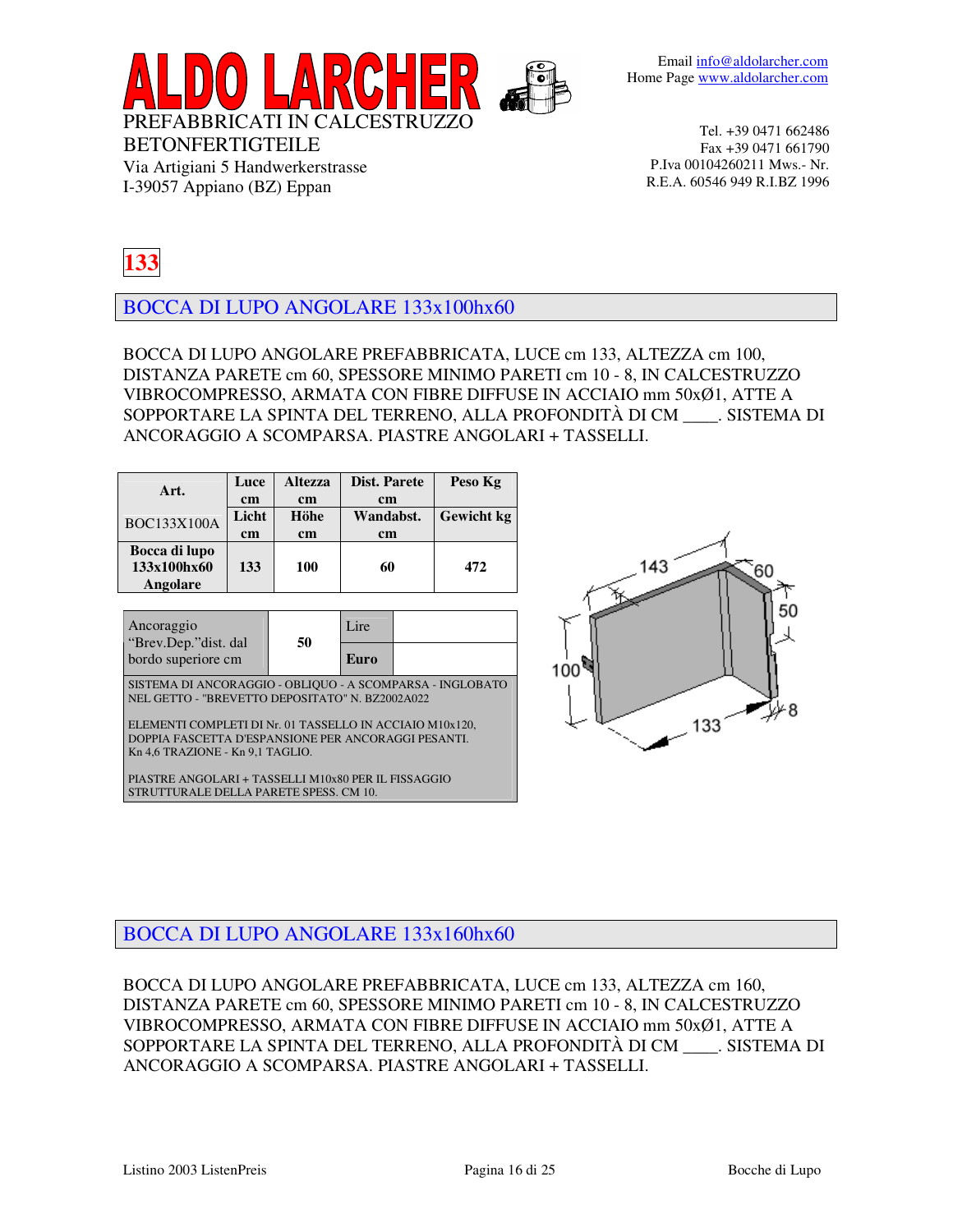**133**

## BOCCA DI LUPO ANGOLARE 133x100hx60

BOCCA DI LUPO ANGOLARE PREFABBRICATA, LUCE cm 133, ALTEZZA cm 100, DISTANZA PARETE cm 60, SPESSORE MINIMO PARETI cm 10 - 8, IN CALCESTRUZZO VIBROCOMPRESSO, ARMATA CON FIBRE DIFFUSE IN ACCIAIO mm 50xØ1, ATTE A SOPPORTARE LA SPINTA DEL TERRENO, ALLA PROFONDITÀ DI CM ____. SISTEMA DI ANCORAGGIO A SCOMPARSA. PIASTRE ANGOLARI + TASSELLI.

| Art. | Luce cm | Altezza cm | Dist. Parete cm | Peso Kg |
|---|---|---|---|---|
| BOC133X100A | Licht cm | Höhe cm | Wandabst. cm | Gewicht kg |
| **Bocca di lupo 133x100hx60 Angolare** | **133** | **100** | **60** | **472** |

| Ancoraggio "Brev.Dep."dist. dal bordo superiore cm | 50 | Lire | |
|---|---|---|---|
| | | **Euro** | |

SISTEMA DI ANCORAGGIO - OBLIQUO - A SCOMPARSA - INGLOBATO NEL GETTO - "BREVETTO DEPOSITATO" N. BZ2002A022

ELEMENTI COMPLETI DI Nr. 01 TASSELLO IN ACCIAIO M10x120, DOPPIA FASCETTA D'ESPANSIONE PER ANCORAGGI PESANTI. Kn 4,6 TRAZIONE - Kn 9,1 TAGLIO.

PIASTRE ANGOLARI + TASSELLI M10x80 PER IL FISSAGGIO STRUTTURALE DELLA PARETE SPESS. CM 10.

143 60 50 100 133 8

## BOCCA DI LUPO ANGOLARE 133x160hx60

BOCCA DI LUPO ANGOLARE PREFABBRICATA, LUCE cm 133, ALTEZZA cm 160, DISTANZA PARETE cm 60, SPESSORE MINIMO PARETI cm 10 - 8, IN CALCESTRUZZO VIBROCOMPRESSO, ARMATA CON FIBRE DIFFUSE IN ACCIAIO mm 50xØ1, ATTE A SOPPORTARE LA SPINTA DEL TERRENO, ALLA PROFONDITÀ DI CM ____. SISTEMA DI ANCORAGGIO A SCOMPARSA. PIASTRE ANGOLARI + TASSELLI.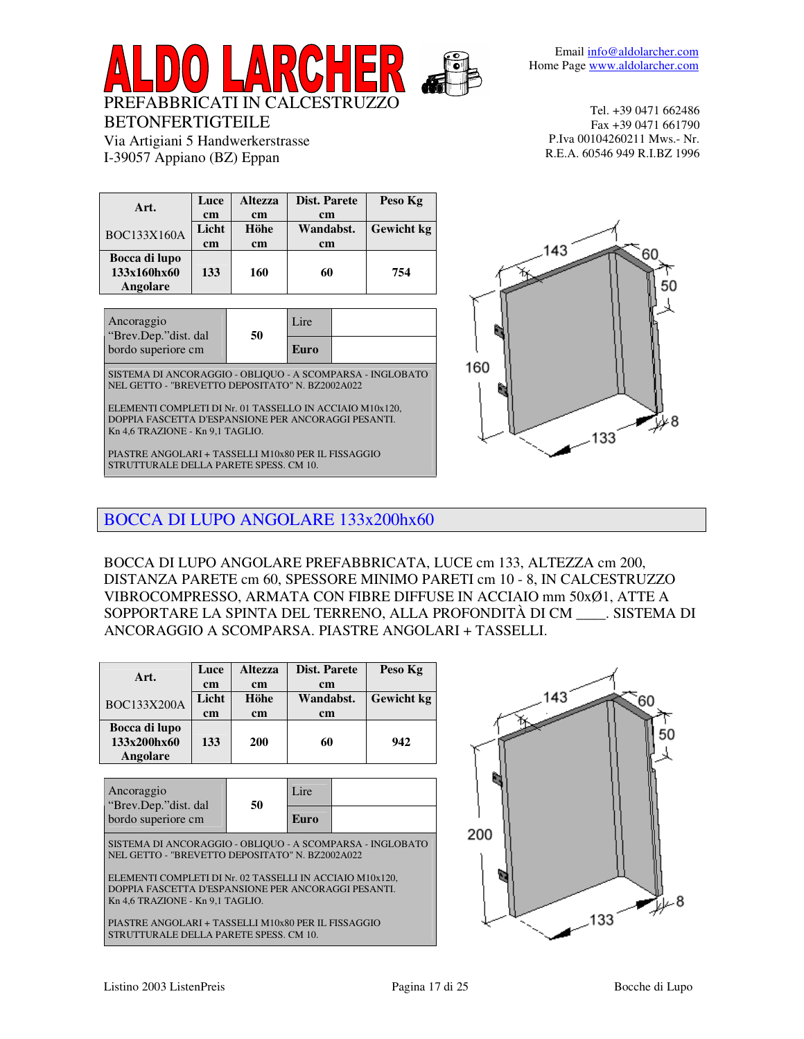# ALDO LARCHER

PREFABBRICATI IN CALCESTRUZZO
BETONFERTIGTEILE
Via Artigiani 5 Handwerkerstrasse
I-39057 Appiano (BZ) Eppan

Email info@aldolarcher.com
Home Page www.aldolarcher.com

Tel. +39 0471 662486
Fax +39 0471 661790
P.Iva 00104260211 Mws.- Nr.
R.E.A. 60546 949 R.I.BZ 1996

| Art. | Luce cm | Altezza cm | Dist. Parete cm | Peso Kg |
|---|---|---|---|---|
| BOC133X160A | Licht cm | Höhe cm | Wandabst. cm | Gewicht kg |
| **Bocca di lupo 133x160hx60 Angolare** | **133** | **160** | **60** | **754** |

| Ancoraggio "Brev.Dep."dist. dal bordo superiore cm | 50 | Lire | |
|---|---|---|---|
| | | **Euro** | |

SISTEMA DI ANCORAGGIO - OBLIQUO - A SCOMPARSA - INGLOBATO NEL GETTO - "BREVETTO DEPOSITATO" N. BZ2002A022

ELEMENTI COMPLETI DI Nr. 01 TASSELLO IN ACCIAIO M10x120, DOPPIA FASCETTA D'ESPANSIONE PER ANCORAGGI PESANTI. Kn 4,6 TRAZIONE - Kn 9,1 TAGLIO.

PIASTRE ANGOLARI + TASSELLI M10x80 PER IL FISSAGGIO STRUTTURALE DELLA PARETE SPESS. CM 10.

## BOCCA DI LUPO ANGOLARE 133x200hx60

BOCCA DI LUPO ANGOLARE PREFABBRICATA, LUCE cm 133, ALTEZZA cm 200, DISTANZA PARETE cm 60, SPESSORE MINIMO PARETI cm 10 - 8, IN CALCESTRUZZO VIBROCOMPRESSO, ARMATA CON FIBRE DIFFUSE IN ACCIAIO mm 50xØ1, ATTE A SOPPORTARE LA SPINTA DEL TERRENO, ALLA PROFONDITÀ DI CM ____. SISTEMA DI ANCORAGGIO A SCOMPARSA. PIASTRE ANGOLARI + TASSELLI.

| Art. | Luce cm | Altezza cm | Dist. Parete cm | Peso Kg |
|---|---|---|---|---|
| BOC133X200A | Licht cm | Höhe cm | Wandabst. cm | Gewicht kg |
| **Bocca di lupo 133x200hx60 Angolare** | **133** | **200** | **60** | **942** |

| Ancoraggio "Brev.Dep."dist. dal bordo superiore cm | 50 | Lire | |
|---|---|---|---|
| | | **Euro** | |

SISTEMA DI ANCORAGGIO - OBLIQUO - A SCOMPARSA - INGLOBATO NEL GETTO - "BREVETTO DEPOSITATO" N. BZ2002A022

ELEMENTI COMPLETI DI Nr. 02 TASSELLI IN ACCIAIO M10x120, DOPPIA FASCETTA D'ESPANSIONE PER ANCORAGGI PESANTI. Kn 4,6 TRAZIONE - Kn 9,1 TAGLIO.

PIASTRE ANGOLARI + TASSELLI M10x80 PER IL FISSAGGIO STRUTTURALE DELLA PARETE SPESS. CM 10.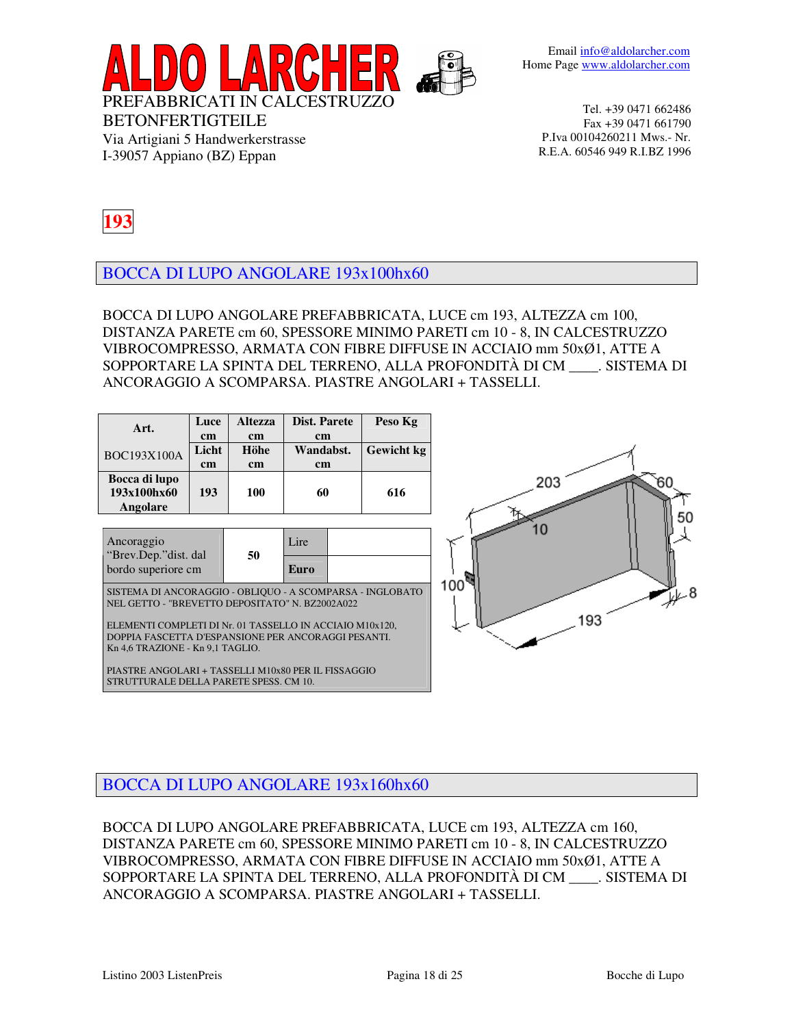# ALDO LARCHER

PREFABBRICATI IN CALCESTRUZZO
BETONFERTIGTEILE
Via Artigiani 5 Handwerkerstrasse
I-39057 Appiano (BZ) Eppan

Email info@aldolarcher.com
Home Page www.aldolarcher.com

Tel. +39 0471 662486
Fax +39 0471 661790
P.Iva 00104260211 Mws.- Nr.
R.E.A. 60546 949 R.I.BZ 1996

**193**

## BOCCA DI LUPO ANGOLARE 193x100hx60

BOCCA DI LUPO ANGOLARE PREFABBRICATA, LUCE cm 193, ALTEZZA cm 100, DISTANZA PARETE cm 60, SPESSORE MINIMO PARETI cm 10 - 8, IN CALCESTRUZZO VIBROCOMPRESSO, ARMATA CON FIBRE DIFFUSE IN ACCIAIO mm 50xØ1, ATTE A SOPPORTARE LA SPINTA DEL TERRENO, ALLA PROFONDITÀ DI CM ____. SISTEMA DI ANCORAGGIO A SCOMPARSA. PIASTRE ANGOLARI + TASSELLI.

| Art. | Luce cm | Altezza cm | Dist. Parete cm | Peso Kg |
|---|---|---|---|---|
| BOC193X100A | Licht cm | Höhe cm | Wandabst. cm | Gewicht kg |
| **Bocca di lupo 193x100hx60 Angolare** | **193** | **100** | **60** | **616** |

| Ancoraggio "Brev.Dep."dist. dal bordo superiore cm | 50 | Lire | |
|---|---|---|---|
| | | **Euro** | |

SISTEMA DI ANCORAGGIO - OBLIQUO - A SCOMPARSA - INGLOBATO NEL GETTO - "BREVETTO DEPOSITATO" N. BZ2002A022

ELEMENTI COMPLETI DI Nr. 01 TASSELLO IN ACCIAIO M10x120, DOPPIA FASCETTA D'ESPANSIONE PER ANCORAGGI PESANTI.
Kn 4,6 TRAZIONE - Kn 9,1 TAGLIO.

PIASTRE ANGOLARI + TASSELLI M10x80 PER IL FISSAGGIO STRUTTURALE DELLA PARETE SPESS. CM 10.

## BOCCA DI LUPO ANGOLARE 193x160hx60

BOCCA DI LUPO ANGOLARE PREFABBRICATA, LUCE cm 193, ALTEZZA cm 160, DISTANZA PARETE cm 60, SPESSORE MINIMO PARETI cm 10 - 8, IN CALCESTRUZZO VIBROCOMPRESSO, ARMATA CON FIBRE DIFFUSE IN ACCIAIO mm 50xØ1, ATTE A SOPPORTARE LA SPINTA DEL TERRENO, ALLA PROFONDITÀ DI CM ____. SISTEMA DI ANCORAGGIO A SCOMPARSA. PIASTRE ANGOLARI + TASSELLI.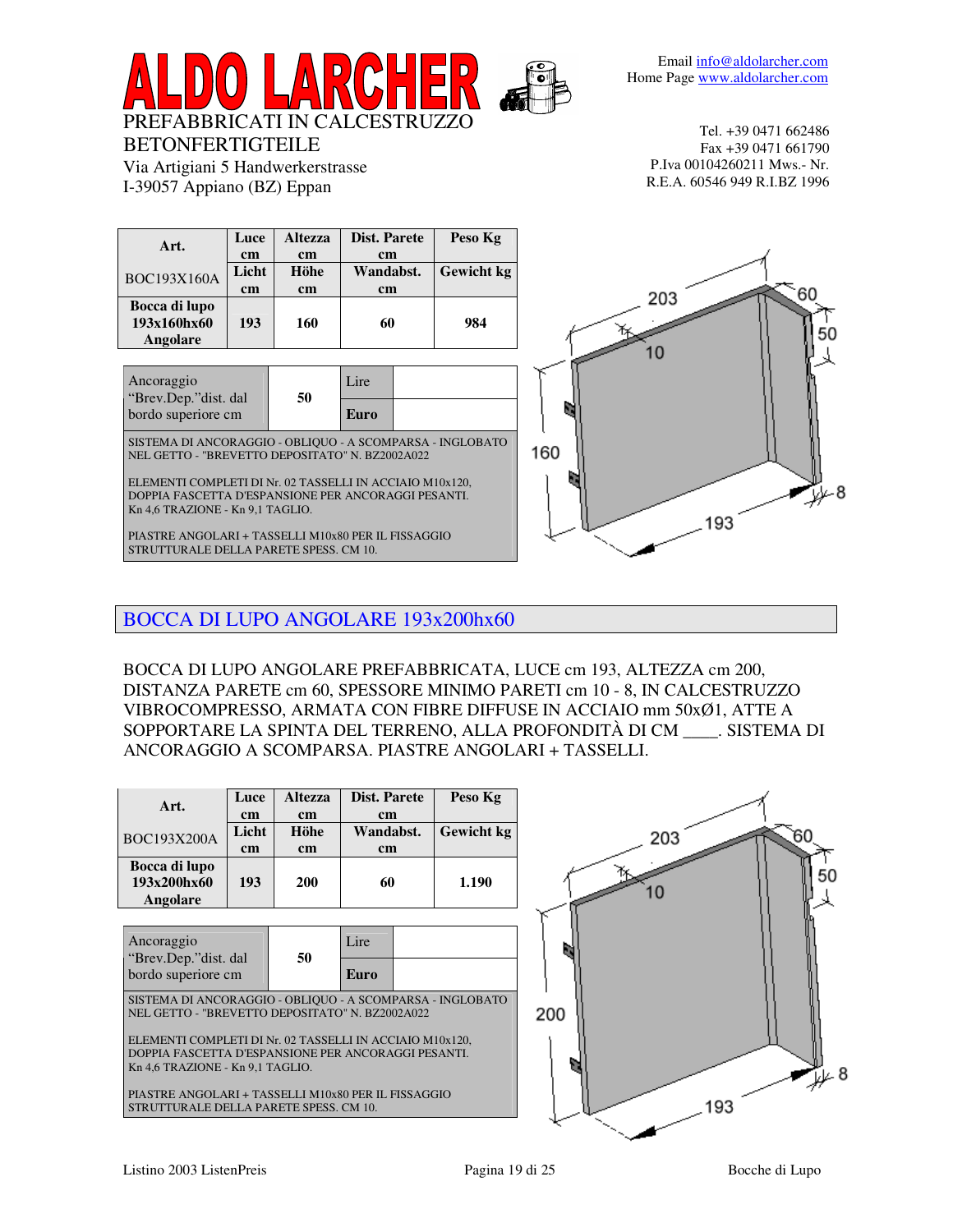# ALDO LARCHER

PREFABBRICATI IN CALCESTRUZZO
BETONFERTIGTEILE
Via Artigiani 5 Handwerkerstrasse
I-39057 Appiano (BZ) Eppan

Email info@aldolarcher.com
Home Page www.aldolarcher.com

Tel. +39 0471 662486
Fax +39 0471 661790
P.Iva 00104260211 Mws.- Nr.
R.E.A. 60546 949 R.I.BZ 1996

| **Art.** BOC193X160A | **Luce cm** **Licht cm** | **Altezza cm** **Höhe cm** | **Dist. Parete cm** **Wandabst. cm** | **Peso Kg** **Gewicht kg** |
|---|---|---|---|---|
| **Bocca di lupo 193x160hx60 Angolare** | **193** | **160** | **60** | **984** |

| Ancoraggio "Brev.Dep."dist. dal bordo superiore cm | **50** | Lire | |
|---|---|---|---|
| | | **Euro** | |

SISTEMA DI ANCORAGGIO - OBLIQUO - A SCOMPARSA - INGLOBATO NEL GETTO - "BREVETTO DEPOSITATO" N. BZ2002A022

ELEMENTI COMPLETI DI Nr. 02 TASSELLI IN ACCIAIO M10x120, DOPPIA FASCETTA D'ESPANSIONE PER ANCORAGGI PESANTI. Kn 4,6 TRAZIONE - Kn 9,1 TAGLIO.

PIASTRE ANGOLARI + TASSELLI M10x80 PER IL FISSAGGIO STRUTTURALE DELLA PARETE SPESS. CM 10.

## BOCCA DI LUPO ANGOLARE 193x200hx60

BOCCA DI LUPO ANGOLARE PREFABBRICATA, LUCE cm 193, ALTEZZA cm 200, DISTANZA PARETE cm 60, SPESSORE MINIMO PARETI cm 10 - 8, IN CALCESTRUZZO VIBROCOMPRESSO, ARMATA CON FIBRE DIFFUSE IN ACCIAIO mm 50xØ1, ATTE A SOPPORTARE LA SPINTA DEL TERRENO, ALLA PROFONDITÀ DI CM ____. SISTEMA DI ANCORAGGIO A SCOMPARSA. PIASTRE ANGOLARI + TASSELLI.

| **Art.** BOC193X200A | **Luce cm** **Licht cm** | **Altezza cm** **Höhe cm** | **Dist. Parete cm** **Wandabst. cm** | **Peso Kg** **Gewicht kg** |
|---|---|---|---|---|
| **Bocca di lupo 193x200hx60 Angolare** | **193** | **200** | **60** | **1.190** |

| Ancoraggio "Brev.Dep."dist. dal bordo superiore cm | **50** | Lire | |
|---|---|---|---|
| | | **Euro** | |

SISTEMA DI ANCORAGGIO - OBLIQUO - A SCOMPARSA - INGLOBATO NEL GETTO - "BREVETTO DEPOSITATO" N. BZ2002A022

ELEMENTI COMPLETI DI Nr. 02 TASSELLI IN ACCIAIO M10x120, DOPPIA FASCETTA D'ESPANSIONE PER ANCORAGGI PESANTI. Kn 4,6 TRAZIONE - Kn 9,1 TAGLIO.

PIASTRE ANGOLARI + TASSELLI M10x80 PER IL FISSAGGIO STRUTTURALE DELLA PARETE SPESS. CM 10.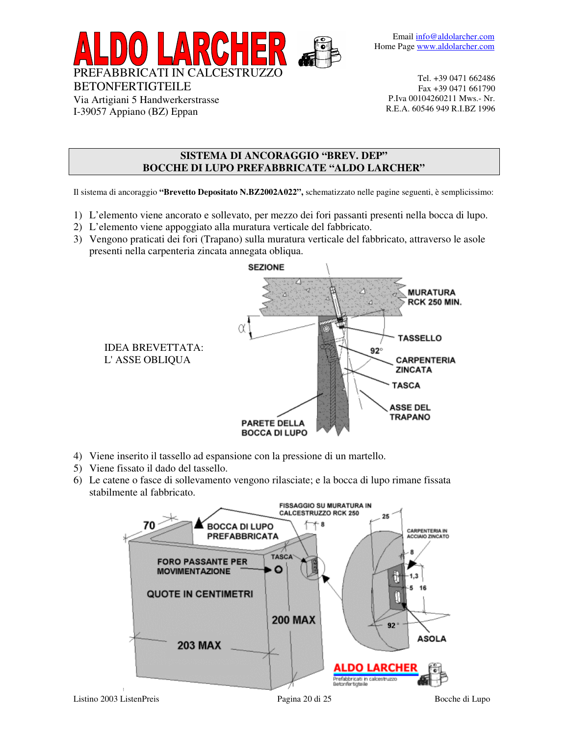# ALDO LARCHER

PREFABBRICATI IN CALCESTRUZZO
BETONFERTIGTEILE
Via Artigiani 5 Handwerkerstrasse
I-39057 Appiano (BZ) Eppan

Email info@aldolarcher.com
Home Page www.aldolarcher.com

Tel. +39 0471 662486
Fax +39 0471 661790
P.Iva 00104260211 Mws.- Nr.
R.E.A. 60546 949 R.I.BZ 1996

## SISTEMA DI ANCORAGGIO "BREV. DEP"
## BOCCHE DI LUPO PREFABBRICATE "ALDO LARCHER"

Il sistema di ancoraggio **"Brevetto Depositato N.BZ2002A022",** schematizzato nelle pagine seguenti, è semplicissimo:

1) L'elemento viene ancorato e sollevato, per mezzo dei fori passanti presenti nella bocca di lupo.
2) L'elemento viene appoggiato alla muratura verticale del fabbricato.
3) Vengono praticati dei fori (Trapano) sulla muratura verticale del fabbricato, attraverso le asole presenti nella carpenteria zincata annegata obliqua.

IDEA BREVETTATA:
L' ASSE OBLIQUA

SEZIONE

MURATURA RCK 250 MIN.

TASSELLO

$\alpha$

92°

CARPENTERIA ZINCATA

TASCA

ASSE DEL TRAPANO

PARETE DELLA BOCCA DI LUPO

4) Viene inserito il tassello ad espansione con la pressione di un martello.
5) Viene fissato il dado del tassello.
6) Le catene o fasce di sollevamento vengono rilasciate; e la bocca di lupo rimane fissata stabilmente al fabbricato.

FISSAGGIO SU MURATURA IN CALCESTRUZZO RCK 250

70

BOCCA DI LUPO PREFABBRICATA

8

25

CARPENTERIA IN ACCIAIO ZINCATO

TASCA

FORO PASSANTE PER MOVIMENTAZIONE

8

1,3

5 16

QUOTE IN CENTIMETRI

200 MAX

92°

ASOLA

203 MAX

ALDO LARCHER
Prefabbricati in calcestruzzo
Betonfertigteile

Listino 2003 ListenPreis

Bocche di Lupo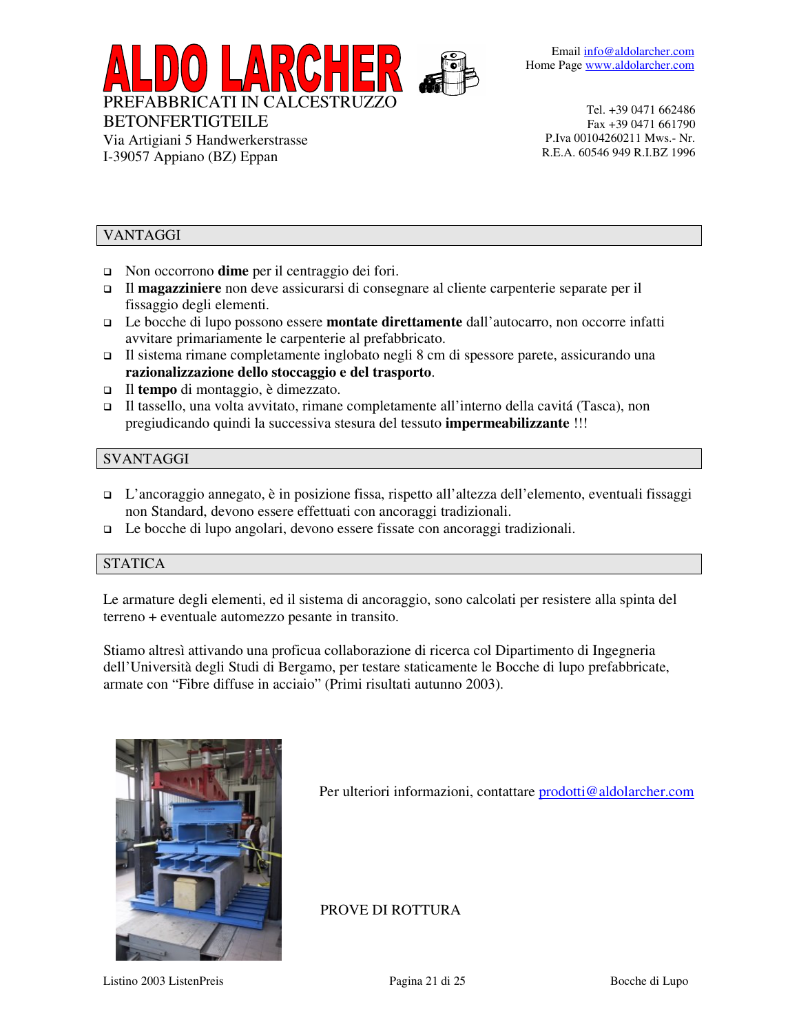# ALDO LARCHER

PREFABBRICATI IN CALCESTRUZZO
BETONFERTIGTEILE
Via Artigiani 5 Handwerkerstrasse
I-39057 Appiano (BZ) Eppan

Email info@aldolarcher.com
Home Page www.aldolarcher.com

Tel. +39 0471 662486
Fax +39 0471 661790
P.Iva 00104260211 Mws.- Nr.
R.E.A. 60546 949 R.I.BZ 1996

## VANTAGGI

- Non occorrono **dime** per il centraggio dei fori.
- Il **magazziniere** non deve assicurarsi di consegnare al cliente carpenterie separate per il fissaggio degli elementi.
- Le bocche di lupo possono essere **montate direttamente** dall'autocarro, non occorre infatti avvitare primariamente le carpenterie al prefabbricato.
- Il sistema rimane completamente inglobato negli 8 cm di spessore parete, assicurando una **razionalizzazione dello stoccaggio e del trasporto**.
- Il **tempo** di montaggio, è dimezzato.
- Il tassello, una volta avvitato, rimane completamente all'interno della cavitá (Tasca), non pregiudicando quindi la successiva stesura del tessuto **impermeabilizzante** !!!

## SVANTAGGI

- L'ancoraggio annegato, è in posizione fissa, rispetto all'altezza dell'elemento, eventuali fissaggi non Standard, devono essere effettuati con ancoraggi tradizionali.
- Le bocche di lupo angolari, devono essere fissate con ancoraggi tradizionali.

## STATICA

Le armature degli elementi, ed il sistema di ancoraggio, sono calcolati per resistere alla spinta del terreno + eventuale automezzo pesante in transito.

Stiamo altresì attivando una proficua collaborazione di ricerca col Dipartimento di Ingegneria dell'Università degli Studi di Bergamo, per testare staticamente le Bocche di lupo prefabbricate, armate con "Fibre diffuse in acciaio" (Primi risultati autunno 2003).

Per ulteriori informazioni, contattare prodotti@aldolarcher.com

PROVE DI ROTTURA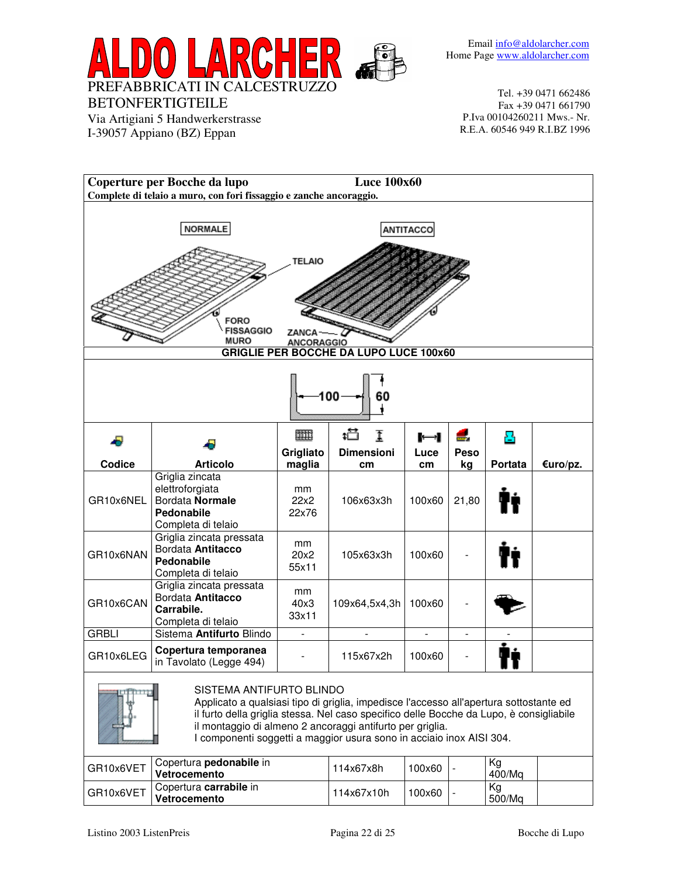# ALDO LARCHER

PREFABBRICATI IN CALCESTRUZZO
BETONFERTIGTEILE
Via Artigiani 5 Handwerkerstrasse
I-39057 Appiano (BZ) Eppan

Email info@aldolarcher.com
Home Page www.aldolarcher.com

Tel. +39 0471 662486
Fax +39 0471 661790
P.Iva 00104260211 Mws.- Nr.
R.E.A. 60546 949 R.I.BZ 1996

## Coperture per Bocche da lupo — Luce 100x60

**Complete di telaio a muro, con fori fissaggio e zanche ancoraggio.**

NORMALE — ANTITACCO — TELAIO — FORO FISSAGGIO MURO — ZANCA ANCORAGGIO

**GRIGLIE PER BOCCHE DA LUPO LUCE 100x60**

100 — 60

| Codice | Articolo | Grigliato maglia | Dimensioni cm | Luce cm | Peso kg | Portata | €uro/pz. |
|---|---|---|---|---|---|---|---|
| GR10x6NEL | Griglia zincata elettroforgiata Bordata **Normale** **Pedonabile** Completa di telaio | mm 22x2 22x76 | 106x63x3h | 100x60 | 21,80 | Pedonabile | |
| GR10x6NAN | Griglia zincata pressata Bordata **Antitacco** **Pedonabile** Completa di telaio | mm 20x2 55x11 | 105x63x3h | 100x60 | - | Pedonabile | |
| GR10x6CAN | Griglia zincata pressata Bordata **Antitacco** **Carrabile.** Completa di telaio | mm 40x3 33x11 | 109x64,5x4,3h | 100x60 | - | Carrabile | |
| GRBLI | Sistema **Antifurto** Blindo | - | - | - | - | - | |
| GR10x6LEG | **Copertura temporanea** in Tavolato (Legge 494) | - | 115x67x2h | 100x60 | - | Pedonabile | |

SISTEMA ANTIFURTO BLINDO
Applicato a qualsiasi tipo di griglia, impedisce l'accesso all'apertura sottostante ed il furto della griglia stessa. Nel caso specifico delle Bocche da Lupo, è consigliabile il montaggio di almeno 2 ancoraggi antifurto per griglia.
I componenti soggetti a maggior usura sono in acciaio inox AISI 304.

| Codice | Articolo | Dimensioni cm | Luce cm | Peso kg | Portata | €uro/pz. |
|---|---|---|---|---|---|---|
| GR10x6VET | Copertura **pedonabile** in **Vetrocemento** | 114x67x8h | 100x60 | - | Kg 400/Mq | |
| GR10x6VET | Copertura **carrabile** in **Vetrocemento** | 114x67x10h | 100x60 | - | Kg 500/Mq | |

Listino 2003 ListenPreis — Bocche di Lupo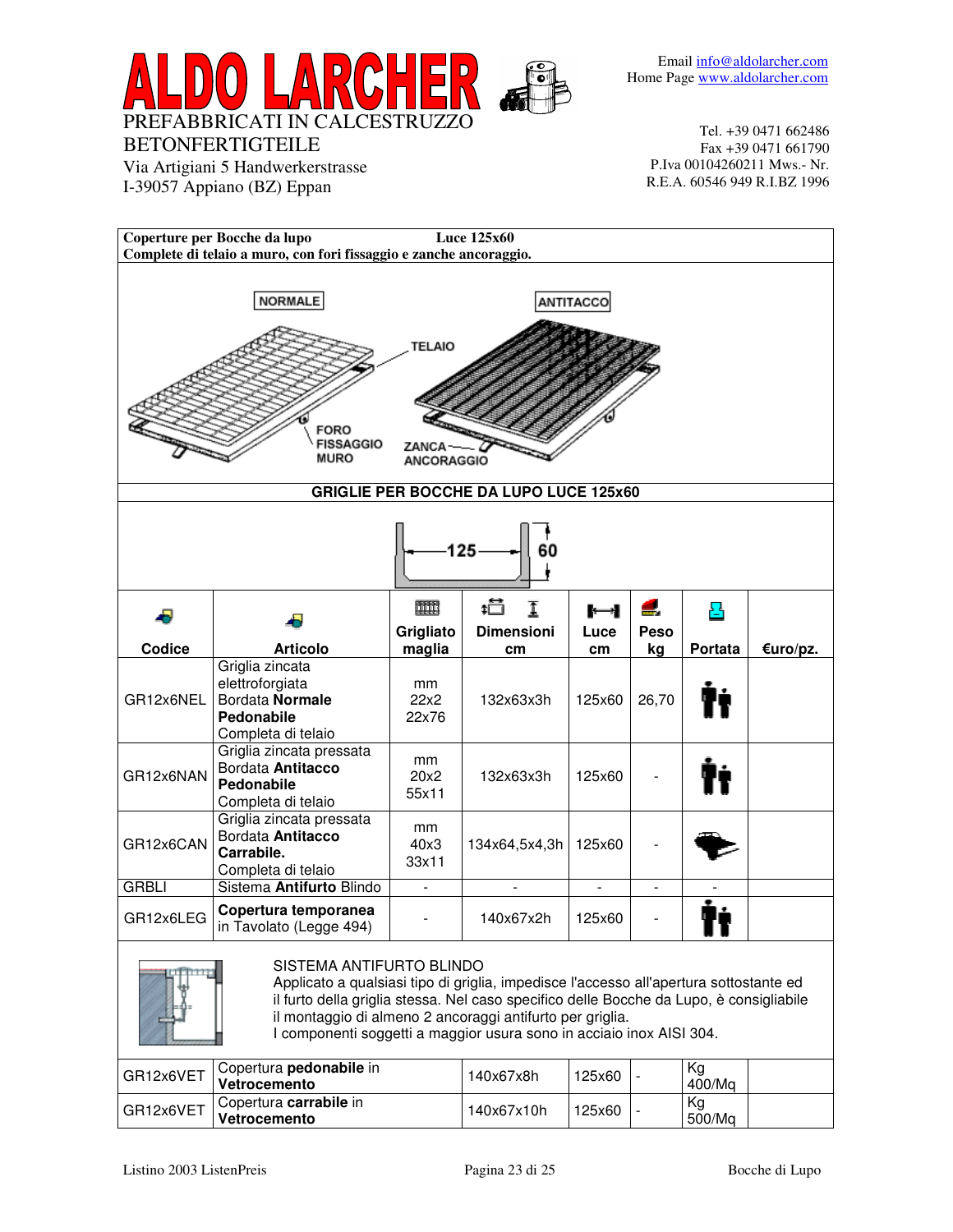# ALDO LARCHER

PREFABBRICATI IN CALCESTRUZZO
BETONFERTIGTEILE
Via Artigiani 5 Handwerkerstrasse
I-39057 Appiano (BZ) Eppan

Email info@aldolarcher.com
Home Page www.aldolarcher.com

Tel. +39 0471 662486
Fax +39 0471 661790
P.Iva 00104260211 Mws.- Nr.
R.E.A. 60546 949 R.I.BZ 1996

**Coperture per Bocche da lupo** **Luce 125x60**
**Complete di telaio a muro, con fori fissaggio e zanche ancoraggio.**

NORMALE — ANTITACCO — TELAIO — FORO FISSAGGIO MURO — ZANCA ANCORAGGIO

**GRIGLIE PER BOCCHE DA LUPO LUCE 125x60**

125 — 60

| Codice | Articolo | Grigliato maglia | Dimensioni cm | Luce cm | Peso kg | Portata | €uro/pz. |
|---|---|---|---|---|---|---|---|
| GR12x6NEL | Griglia zincata elettroforgiata Bordata **Normale** **Pedonabile** Completa di telaio | mm 22x2 22x76 | 132x63x3h | 125x60 | 26,70 | | |
| GR12x6NAN | Griglia zincata pressata Bordata **Antitacco** **Pedonabile** Completa di telaio | mm 20x2 55x11 | 132x63x3h | 125x60 | - | | |
| GR12x6CAN | Griglia zincata pressata Bordata **Antitacco** **Carrabile.** Completa di telaio | mm 40x3 33x11 | 134x64,5x4,3h | 125x60 | - | | |
| GRBLI | Sistema **Antifurto** Blindo | - | - | - | - | - | |
| GR12x6LEG | **Copertura temporanea** in Tavolato (Legge 494) | - | 140x67x2h | 125x60 | - | | |

SISTEMA ANTIFURTO BLINDO
Applicato a qualsiasi tipo di griglia, impedisce l'accesso all'apertura sottostante ed il furto della griglia stessa. Nel caso specifico delle Bocche da Lupo, è consigliabile il montaggio di almeno 2 ancoraggi antifurto per griglia.
I componenti soggetti a maggior usura sono in acciaio inox AISI 304.

| Codice | Articolo | Dimensioni cm | Luce cm | Peso kg | Portata | €uro/pz. |
|---|---|---|---|---|---|---|
| GR12x6VET | Copertura **pedonabile** in **Vetrocemento** | 140x67x8h | 125x60 | - | Kg 400/Mq | |
| GR12x6VET | Copertura **carrabile** in **Vetrocemento** | 140x67x10h | 125x60 | - | Kg 500/Mq | |

Listino 2003 ListenPreis — Bocche di Lupo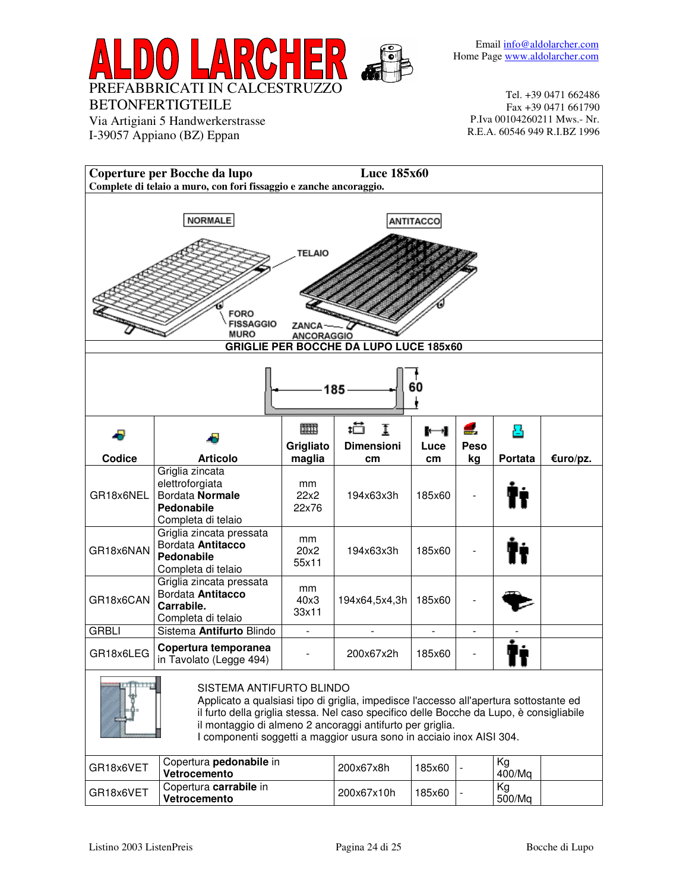# ALDO LARCHER

PREFABBRICATI IN CALCESTRUZZO
BETONFERTIGTEILE
Via Artigiani 5 Handwerkerstrasse
I-39057 Appiano (BZ) Eppan

Email info@aldolarcher.com
Home Page www.aldolarcher.com

Tel. +39 0471 662486
Fax +39 0471 661790
P.Iva 00104260211 Mws.- Nr.
R.E.A. 60546 949 R.I.BZ 1996

## Coperture per Bocche da lupo — Luce 185x60

**Complete di telaio a muro, con fori fissaggio e zanche ancoraggio.**

NORMALE — ANTITACCO — TELAIO — FORO FISSAGGIO MURO — ZANCA ANCORAGGIO

**GRIGLIE PER BOCCHE DA LUPO LUCE 185x60**

185 — 60

| Codice | Articolo | Grigliato maglia | Dimensioni cm | Luce cm | Peso kg | Portata | €uro/pz. |
|---|---|---|---|---|---|---|---|
| GR18x6NEL | Griglia zincata elettroforgiata Bordata **Normale** **Pedonabile** Completa di telaio | mm 22x2 22x76 | 194x63x3h | 185x60 | - | Pedonabile | |
| GR18x6NAN | Griglia zincata pressata Bordata **Antitacco** **Pedonabile** Completa di telaio | mm 20x2 55x11 | 194x63x3h | 185x60 | - | Pedonabile | |
| GR18x6CAN | Griglia zincata pressata Bordata **Antitacco** **Carrabile.** Completa di telaio | mm 40x3 33x11 | 194x64,5x4,3h | 185x60 | - | Carrabile | |
| GRBLI | Sistema **Antifurto** Blindo | - | - | - | - | - | |
| GR18x6LEG | **Copertura temporanea** in Tavolato (Legge 494) | - | 200x67x2h | 185x60 | - | Pedonabile | |

SISTEMA ANTIFURTO BLINDO
Applicato a qualsiasi tipo di griglia, impedisce l'accesso all'apertura sottostante ed il furto della griglia stessa. Nel caso specifico delle Bocche da Lupo, è consigliabile il montaggio di almeno 2 ancoraggi antifurto per griglia.
I componenti soggetti a maggior usura sono in acciaio inox AISI 304.

| Codice | Articolo | Dimensioni cm | Luce cm | Peso kg | Portata | €uro/pz. |
|---|---|---|---|---|---|---|
| GR18x6VET | Copertura **pedonabile** in **Vetrocemento** | 200x67x8h | 185x60 | - | Kg 400/Mq | |
| GR18x6VET | Copertura **carrabile** in **Vetrocemento** | 200x67x10h | 185x60 | - | Kg 500/Mq | |

Listino 2003 ListenPreis — Bocche di Lupo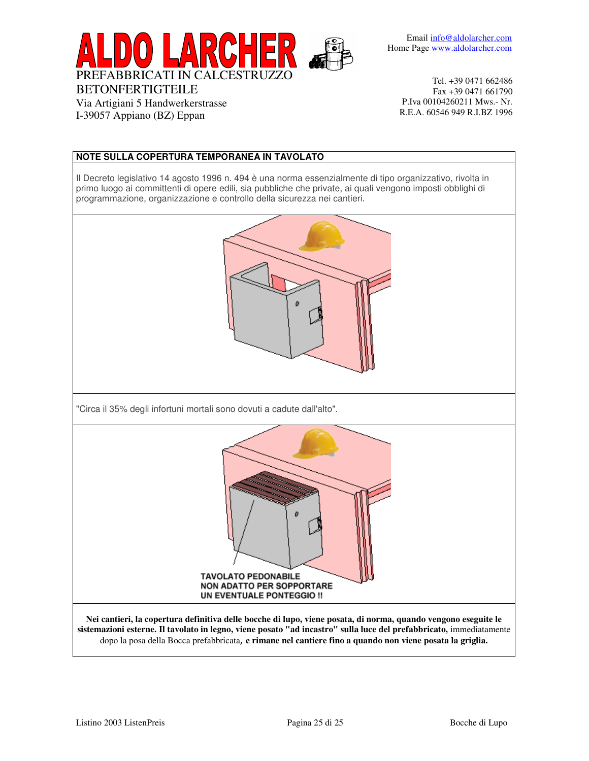# ALDO LARCHER

PREFABBRICATI IN CALCESTRUZZO
BETONFERTIGTEILE
Via Artigiani 5 Handwerkerstrasse
I-39057 Appiano (BZ) Eppan

Email info@aldolarcher.com
Home Page www.aldolarcher.com

Tel. +39 0471 662486
Fax +39 0471 661790
P.Iva 00104260211 Mws.- Nr.
R.E.A. 60546 949 R.I.BZ 1996

## NOTE SULLA COPERTURA TEMPORANEA IN TAVOLATO

Il Decreto legislativo 14 agosto 1996 n. 494 è una norma essenzialmente di tipo organizzativo, rivolta in primo luogo ai committenti di opere edili, sia pubbliche che private, ai quali vengono imposti obblighi di programmazione, organizzazione e controllo della sicurezza nei cantieri.

"Circa il 35% degli infortuni mortali sono dovuti a cadute dall'alto".

TAVOLATO PEDONABILE
NON ADATTO PER SOPPORTARE
UN EVENTUALE PONTEGGIO !!

**Nei cantieri, la copertura definitiva delle bocche di lupo, viene posata, di norma, quando vengono eseguite le sistemazioni esterne. Il tavolato in legno, viene posato "ad incastro" sulla luce del prefabbricato,** immediatamente dopo la posa della Bocca prefabbricata**, e rimane nel cantiere fino a quando non viene posata la griglia.**